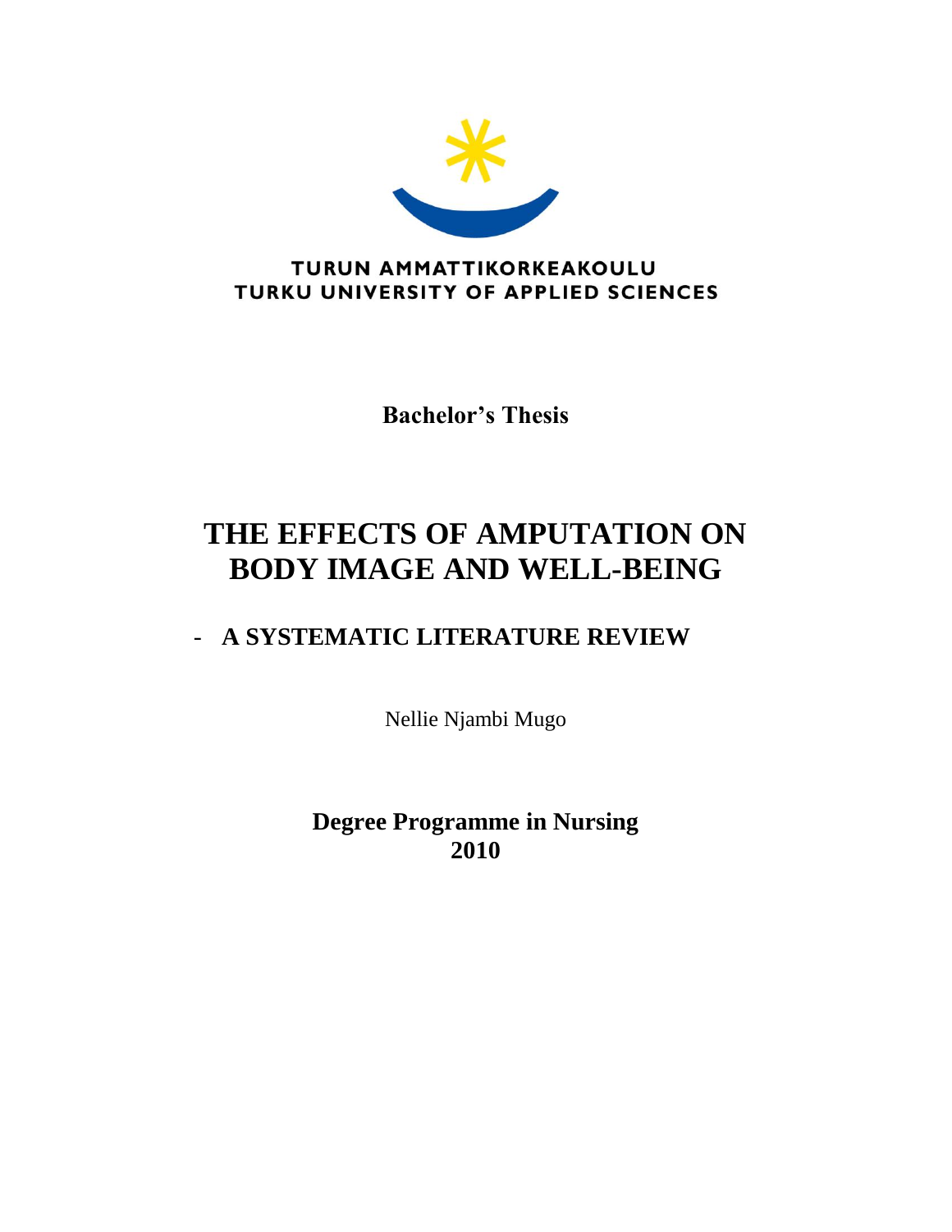TURUN AMMATTIKORKEAKOULU
TURKU UNIVERSITY OF APPLIED SCIENCES

**Bachelor's Thesis**

# THE EFFECTS OF AMPUTATION ON BODY IMAGE AND WELL-BEING

## - A SYSTEMATIC LITERATURE REVIEW

Nellie Njambi Mugo

**Degree Programme in Nursing**
**2010**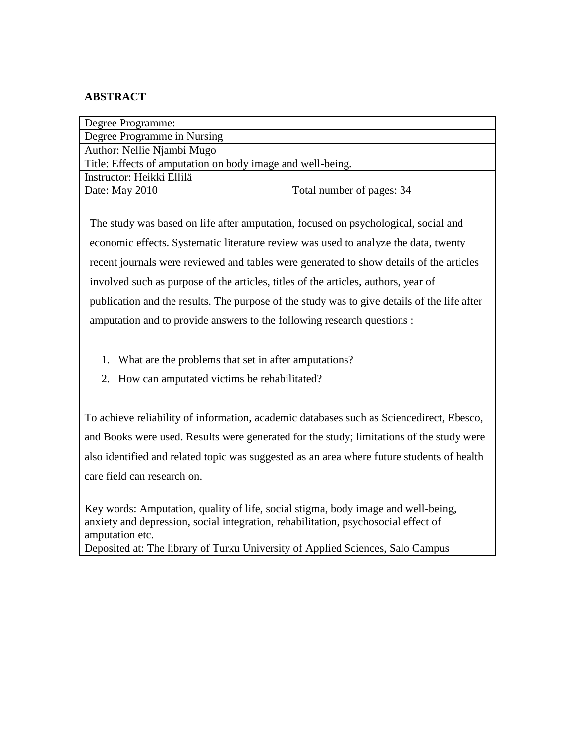**ABSTRACT**

| Degree Programme: | |
|---|---|
| Degree Programme in Nursing | |
| Author: Nellie Njambi Mugo | |
| Title: Effects of amputation on body image and well-being. | |
| Instructor: Heikki Ellilä | |
| Date: May 2010 | Total number of pages: 34 |

The study was based on life after amputation, focused on psychological, social and economic effects. Systematic literature review was used to analyze the data, twenty recent journals were reviewed and tables were generated to show details of the articles involved such as purpose of the articles, titles of the articles, authors, year of publication and the results. The purpose of the study was to give details of the life after amputation and to provide answers to the following research questions :

1. What are the problems that set in after amputations?
2. How can amputated victims be rehabilitated?

To achieve reliability of information, academic databases such as Sciencedirect, Ebesco, and Books were used. Results were generated for the study; limitations of the study were also identified and related topic was suggested as an area where future students of health care field can research on.

Key words: Amputation, quality of life, social stigma, body image and well-being, anxiety and depression, social integration, rehabilitation, psychosocial effect of amputation etc.

Deposited at: The library of Turku University of Applied Sciences, Salo Campus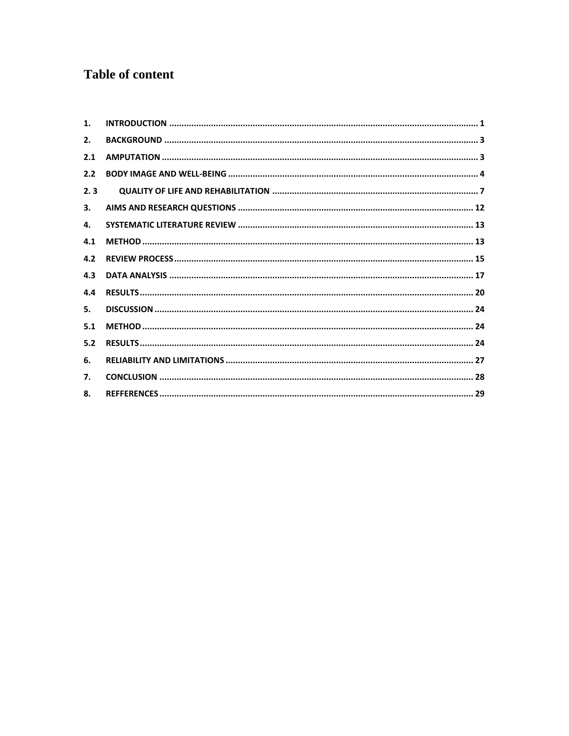# Table of content

| | | |
|---|---|---|
| 1. | INTRODUCTION | 1 |
| 2. | BACKGROUND | 3 |
| 2.1 | AMPUTATION | 3 |
| 2.2 | BODY IMAGE AND WELL-BEING | 4 |
| 2. 3 | QUALITY OF LIFE AND REHABILITATION | 7 |
| 3. | AIMS AND RESEARCH QUESTIONS | 12 |
| 4. | SYSTEMATIC LITERATURE REVIEW | 13 |
| 4.1 | METHOD | 13 |
| 4.2 | REVIEW PROCESS | 15 |
| 4.3 | DATA ANALYSIS | 17 |
| 4.4 | RESULTS | 20 |
| 5. | DISCUSSION | 24 |
| 5.1 | METHOD | 24 |
| 5.2 | RESULTS | 24 |
| 6. | RELIABILITY AND LIMITATIONS | 27 |
| 7. | CONCLUSION | 28 |
| 8. | REFFERENCES | 29 |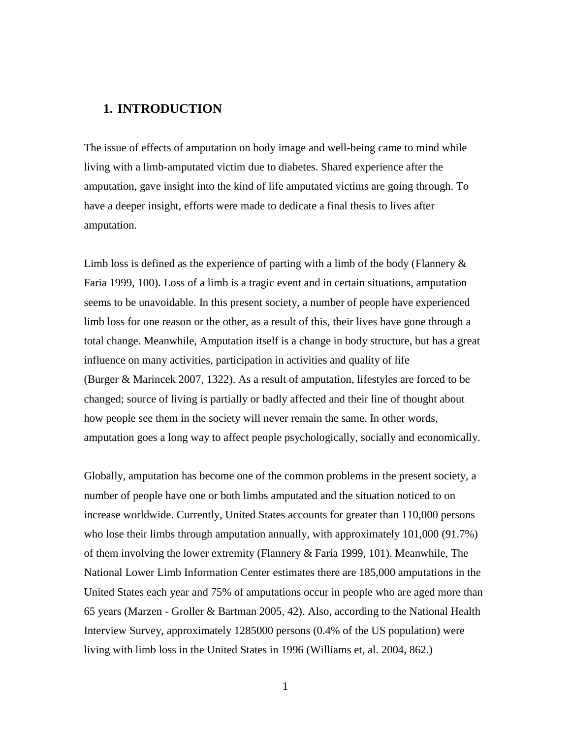# 1. INTRODUCTION

The issue of effects of amputation on body image and well-being came to mind while living with a limb-amputated victim due to diabetes. Shared experience after the amputation, gave insight into the kind of life amputated victims are going through. To have a deeper insight, efforts were made to dedicate a final thesis to lives after amputation.

Limb loss is defined as the experience of parting with a limb of the body (Flannery & Faria 1999, 100). Loss of a limb is a tragic event and in certain situations, amputation seems to be unavoidable. In this present society, a number of people have experienced limb loss for one reason or the other, as a result of this, their lives have gone through a total change. Meanwhile, Amputation itself is a change in body structure, but has a great influence on many activities, participation in activities and quality of life (Burger & Marincek 2007, 1322). As a result of amputation, lifestyles are forced to be changed; source of living is partially or badly affected and their line of thought about how people see them in the society will never remain the same. In other words, amputation goes a long way to affect people psychologically, socially and economically.

Globally, amputation has become one of the common problems in the present society, a number of people have one or both limbs amputated and the situation noticed to on increase worldwide. Currently, United States accounts for greater than 110,000 persons who lose their limbs through amputation annually, with approximately 101,000 (91.7%) of them involving the lower extremity (Flannery & Faria 1999, 101). Meanwhile, The National Lower Limb Information Center estimates there are 185,000 amputations in the United States each year and 75% of amputations occur in people who are aged more than 65 years (Marzen - Groller & Bartman 2005, 42). Also, according to the National Health Interview Survey, approximately 1285000 persons (0.4% of the US population) were living with limb loss in the United States in 1996 (Williams et, al. 2004, 862.)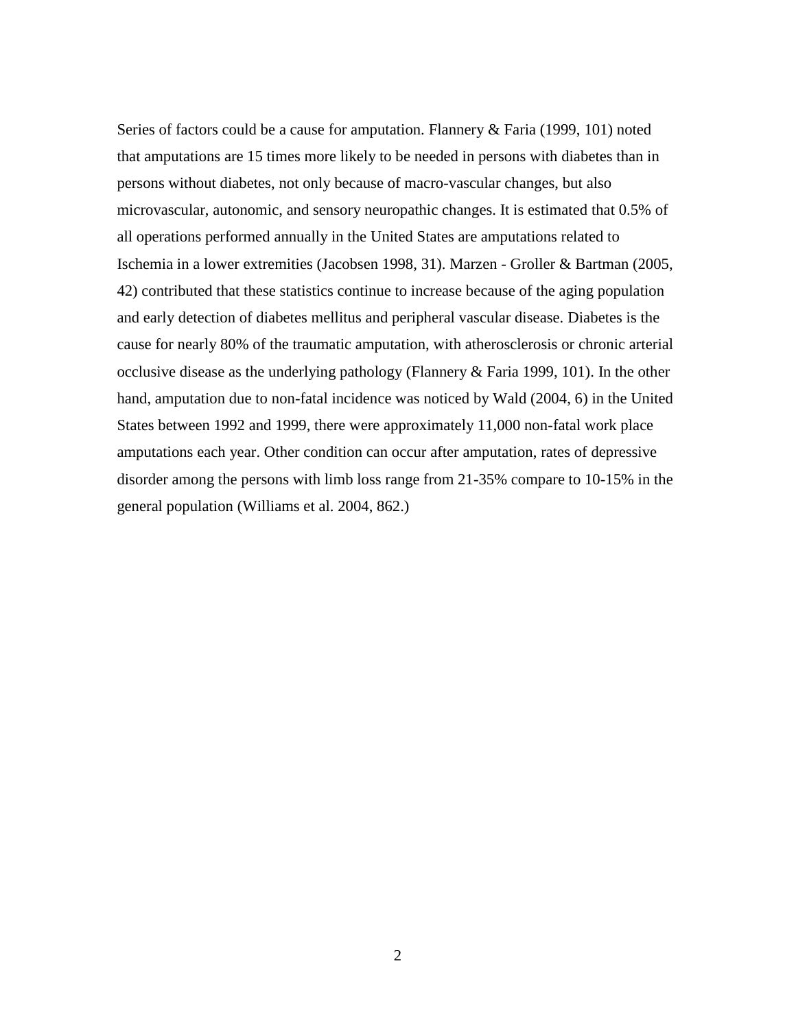Series of factors could be a cause for amputation. Flannery & Faria (1999, 101) noted that amputations are 15 times more likely to be needed in persons with diabetes than in persons without diabetes, not only because of macro-vascular changes, but also microvascular, autonomic, and sensory neuropathic changes. It is estimated that 0.5% of all operations performed annually in the United States are amputations related to Ischemia in a lower extremities (Jacobsen 1998, 31). Marzen - Groller & Bartman (2005, 42) contributed that these statistics continue to increase because of the aging population and early detection of diabetes mellitus and peripheral vascular disease. Diabetes is the cause for nearly 80% of the traumatic amputation, with atherosclerosis or chronic arterial occlusive disease as the underlying pathology (Flannery & Faria 1999, 101). In the other hand, amputation due to non-fatal incidence was noticed by Wald (2004, 6) in the United States between 1992 and 1999, there were approximately 11,000 non-fatal work place amputations each year. Other condition can occur after amputation, rates of depressive disorder among the persons with limb loss range from 21-35% compare to 10-15% in the general population (Williams et al. 2004, 862.)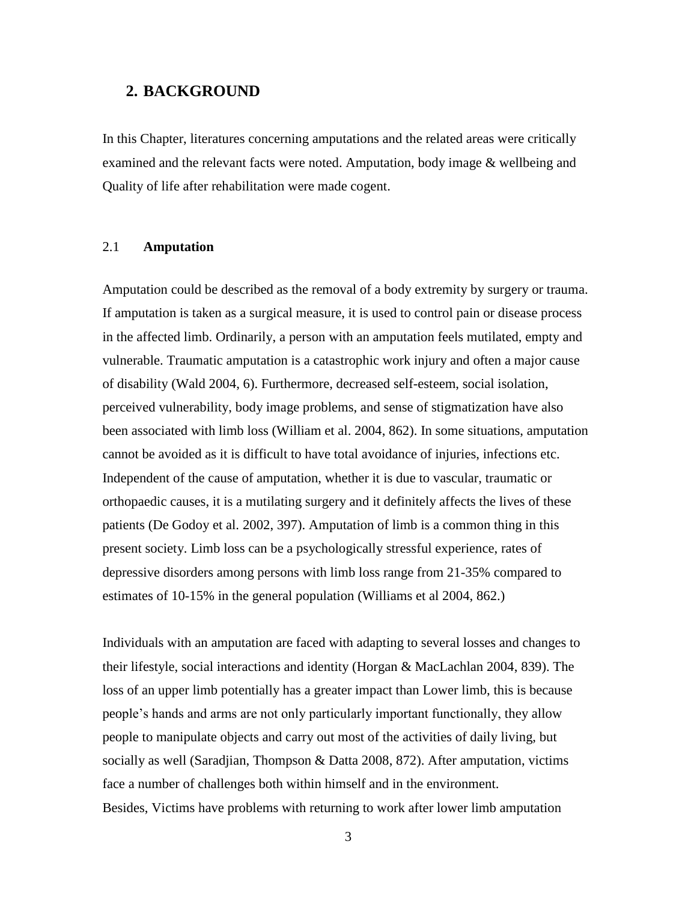## 2. BACKGROUND

In this Chapter, literatures concerning amputations and the related areas were critically examined and the relevant facts were noted. Amputation, body image & wellbeing and Quality of life after rehabilitation were made cogent.

### 2.1 Amputation

Amputation could be described as the removal of a body extremity by surgery or trauma. If amputation is taken as a surgical measure, it is used to control pain or disease process in the affected limb. Ordinarily, a person with an amputation feels mutilated, empty and vulnerable. Traumatic amputation is a catastrophic work injury and often a major cause of disability (Wald 2004, 6). Furthermore, decreased self-esteem, social isolation, perceived vulnerability, body image problems, and sense of stigmatization have also been associated with limb loss (William et al. 2004, 862). In some situations, amputation cannot be avoided as it is difficult to have total avoidance of injuries, infections etc. Independent of the cause of amputation, whether it is due to vascular, traumatic or orthopaedic causes, it is a mutilating surgery and it definitely affects the lives of these patients (De Godoy et al. 2002, 397). Amputation of limb is a common thing in this present society. Limb loss can be a psychologically stressful experience, rates of depressive disorders among persons with limb loss range from 21-35% compared to estimates of 10-15% in the general population (Williams et al 2004, 862.)

Individuals with an amputation are faced with adapting to several losses and changes to their lifestyle, social interactions and identity (Horgan & MacLachlan 2004, 839). The loss of an upper limb potentially has a greater impact than Lower limb, this is because people's hands and arms are not only particularly important functionally, they allow people to manipulate objects and carry out most of the activities of daily living, but socially as well (Saradjian, Thompson & Datta 2008, 872). After amputation, victims face a number of challenges both within himself and in the environment.
Besides, Victims have problems with returning to work after lower limb amputation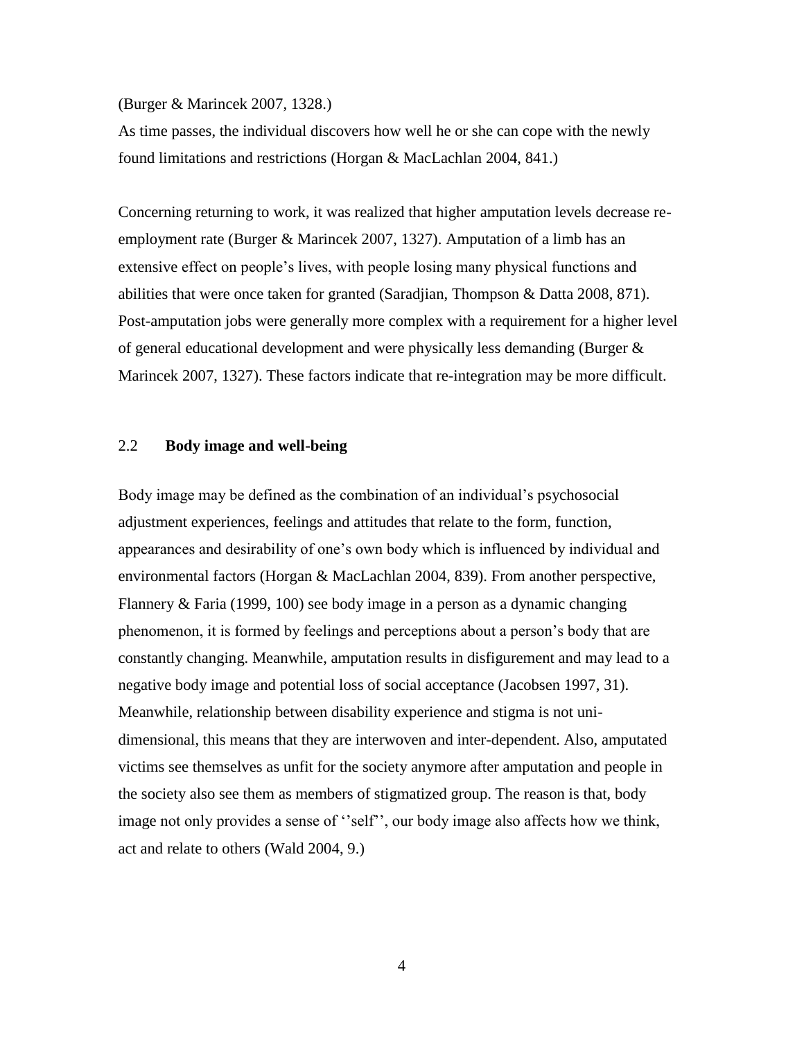(Burger & Marincek 2007, 1328.)
As time passes, the individual discovers how well he or she can cope with the newly found limitations and restrictions (Horgan & MacLachlan 2004, 841.)

Concerning returning to work, it was realized that higher amputation levels decrease re-employment rate (Burger & Marincek 2007, 1327). Amputation of a limb has an extensive effect on people's lives, with people losing many physical functions and abilities that were once taken for granted (Saradjian, Thompson & Datta 2008, 871). Post-amputation jobs were generally more complex with a requirement for a higher level of general educational development and were physically less demanding (Burger & Marincek 2007, 1327). These factors indicate that re-integration may be more difficult.

## 2.2 Body image and well-being

Body image may be defined as the combination of an individual's psychosocial adjustment experiences, feelings and attitudes that relate to the form, function, appearances and desirability of one's own body which is influenced by individual and environmental factors (Horgan & MacLachlan 2004, 839). From another perspective, Flannery & Faria (1999, 100) see body image in a person as a dynamic changing phenomenon, it is formed by feelings and perceptions about a person's body that are constantly changing. Meanwhile, amputation results in disfigurement and may lead to a negative body image and potential loss of social acceptance (Jacobsen 1997, 31). Meanwhile, relationship between disability experience and stigma is not uni-dimensional, this means that they are interwoven and inter-dependent. Also, amputated victims see themselves as unfit for the society anymore after amputation and people in the society also see them as members of stigmatized group. The reason is that, body image not only provides a sense of ''self'', our body image also affects how we think, act and relate to others (Wald 2004, 9.)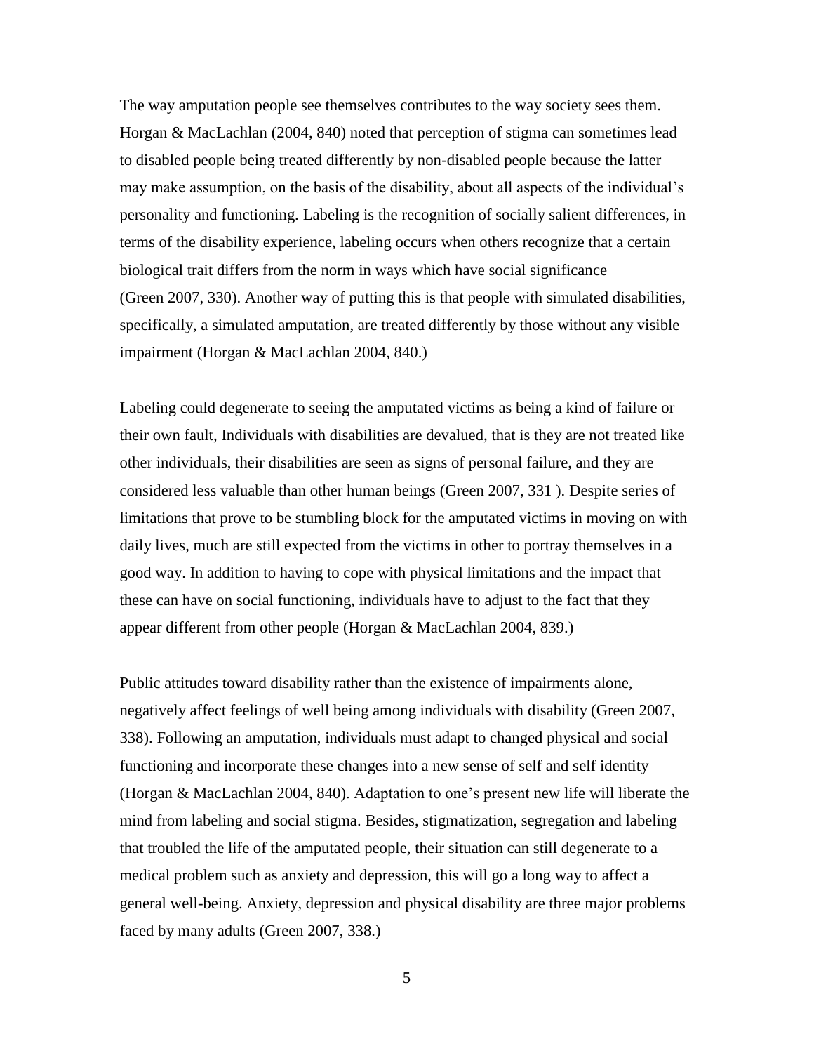The way amputation people see themselves contributes to the way society sees them. Horgan & MacLachlan (2004, 840) noted that perception of stigma can sometimes lead to disabled people being treated differently by non-disabled people because the latter may make assumption, on the basis of the disability, about all aspects of the individual's personality and functioning. Labeling is the recognition of socially salient differences, in terms of the disability experience, labeling occurs when others recognize that a certain biological trait differs from the norm in ways which have social significance (Green 2007, 330). Another way of putting this is that people with simulated disabilities, specifically, a simulated amputation, are treated differently by those without any visible impairment (Horgan & MacLachlan 2004, 840.)

Labeling could degenerate to seeing the amputated victims as being a kind of failure or their own fault, Individuals with disabilities are devalued, that is they are not treated like other individuals, their disabilities are seen as signs of personal failure, and they are considered less valuable than other human beings (Green 2007, 331 ). Despite series of limitations that prove to be stumbling block for the amputated victims in moving on with daily lives, much are still expected from the victims in other to portray themselves in a good way. In addition to having to cope with physical limitations and the impact that these can have on social functioning, individuals have to adjust to the fact that they appear different from other people (Horgan & MacLachlan 2004, 839.)

Public attitudes toward disability rather than the existence of impairments alone, negatively affect feelings of well being among individuals with disability (Green 2007, 338). Following an amputation, individuals must adapt to changed physical and social functioning and incorporate these changes into a new sense of self and self identity (Horgan & MacLachlan 2004, 840). Adaptation to one's present new life will liberate the mind from labeling and social stigma. Besides, stigmatization, segregation and labeling that troubled the life of the amputated people, their situation can still degenerate to a medical problem such as anxiety and depression, this will go a long way to affect a general well-being. Anxiety, depression and physical disability are three major problems faced by many adults (Green 2007, 338.)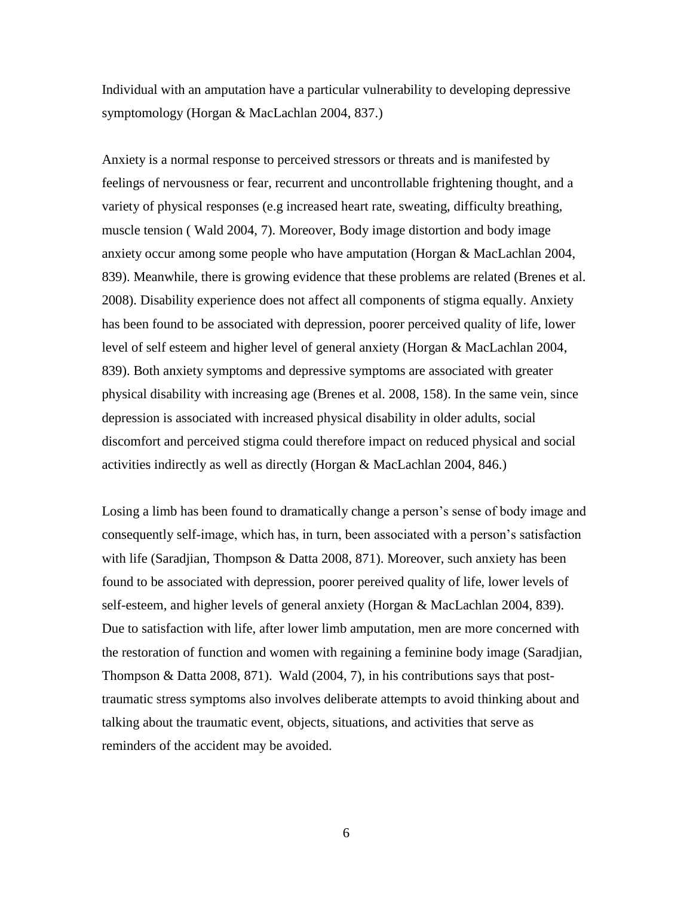Individual with an amputation have a particular vulnerability to developing depressive symptomology (Horgan & MacLachlan 2004, 837.)

Anxiety is a normal response to perceived stressors or threats and is manifested by feelings of nervousness or fear, recurrent and uncontrollable frightening thought, and a variety of physical responses (e.g increased heart rate, sweating, difficulty breathing, muscle tension ( Wald 2004, 7). Moreover, Body image distortion and body image anxiety occur among some people who have amputation (Horgan & MacLachlan 2004, 839). Meanwhile, there is growing evidence that these problems are related (Brenes et al. 2008). Disability experience does not affect all components of stigma equally. Anxiety has been found to be associated with depression, poorer perceived quality of life, lower level of self esteem and higher level of general anxiety (Horgan & MacLachlan 2004, 839). Both anxiety symptoms and depressive symptoms are associated with greater physical disability with increasing age (Brenes et al. 2008, 158). In the same vein, since depression is associated with increased physical disability in older adults, social discomfort and perceived stigma could therefore impact on reduced physical and social activities indirectly as well as directly (Horgan & MacLachlan 2004, 846.)

Losing a limb has been found to dramatically change a person's sense of body image and consequently self-image, which has, in turn, been associated with a person's satisfaction with life (Saradjian, Thompson & Datta 2008, 871). Moreover, such anxiety has been found to be associated with depression, poorer pereived quality of life, lower levels of self-esteem, and higher levels of general anxiety (Horgan & MacLachlan 2004, 839). Due to satisfaction with life, after lower limb amputation, men are more concerned with the restoration of function and women with regaining a feminine body image (Saradjian, Thompson & Datta 2008, 871). Wald (2004, 7), in his contributions says that post-traumatic stress symptoms also involves deliberate attempts to avoid thinking about and talking about the traumatic event, objects, situations, and activities that serve as reminders of the accident may be avoided.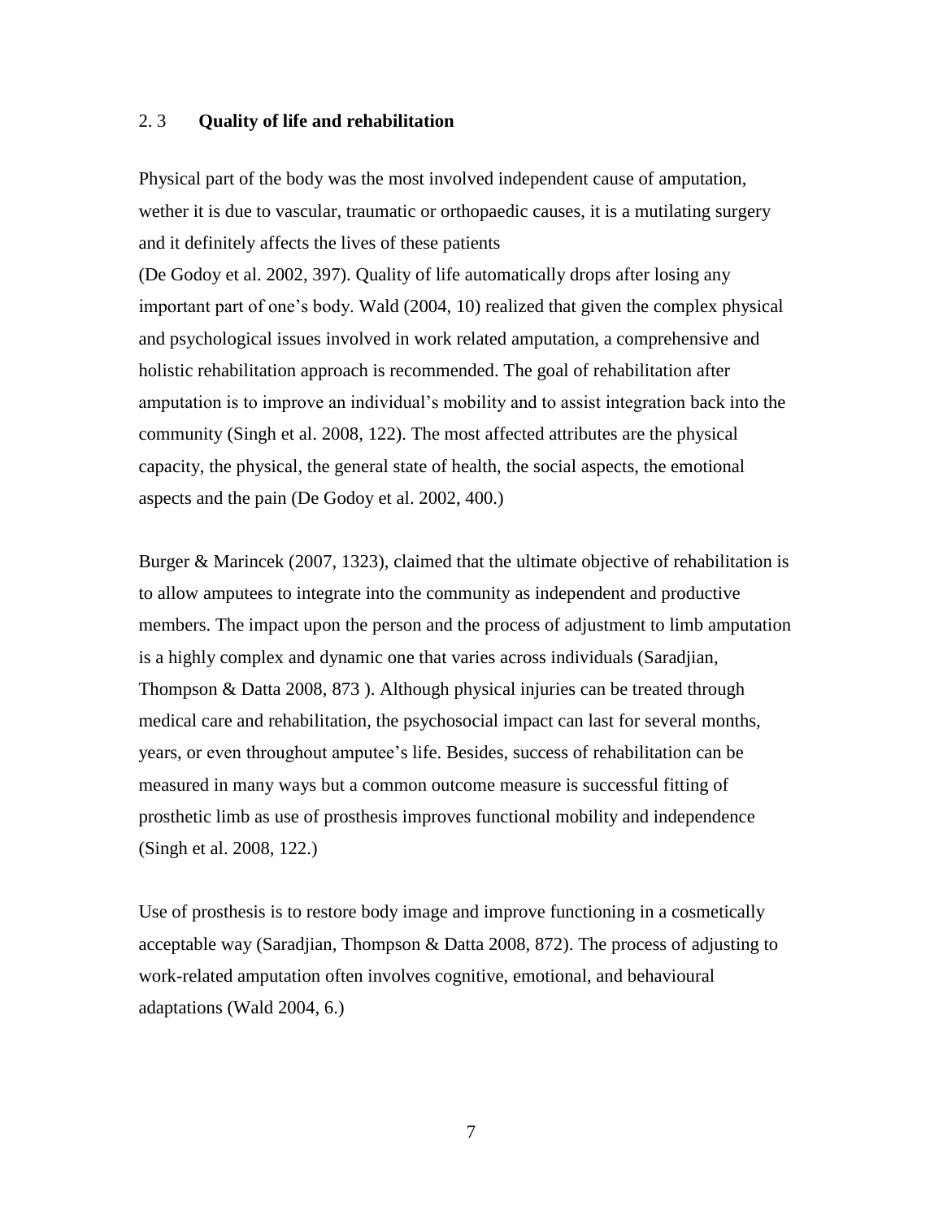## 2. 3 **Quality of life and rehabilitation**

Physical part of the body was the most involved independent cause of amputation, wether it is due to vascular, traumatic or orthopaedic causes, it is a mutilating surgery and it definitely affects the lives of these patients
(De Godoy et al. 2002, 397). Quality of life automatically drops after losing any important part of one's body. Wald (2004, 10) realized that given the complex physical and psychological issues involved in work related amputation, a comprehensive and holistic rehabilitation approach is recommended. The goal of rehabilitation after amputation is to improve an individual's mobility and to assist integration back into the community (Singh et al. 2008, 122). The most affected attributes are the physical capacity, the physical, the general state of health, the social aspects, the emotional aspects and the pain (De Godoy et al. 2002, 400.)

Burger & Marincek (2007, 1323), claimed that the ultimate objective of rehabilitation is to allow amputees to integrate into the community as independent and productive members. The impact upon the person and the process of adjustment to limb amputation is a highly complex and dynamic one that varies across individuals (Saradjian, Thompson & Datta 2008, 873 ). Although physical injuries can be treated through medical care and rehabilitation, the psychosocial impact can last for several months, years, or even throughout amputee's life. Besides, success of rehabilitation can be measured in many ways but a common outcome measure is successful fitting of prosthetic limb as use of prosthesis improves functional mobility and independence (Singh et al. 2008, 122.)

Use of prosthesis is to restore body image and improve functioning in a cosmetically acceptable way (Saradjian, Thompson & Datta 2008, 872). The process of adjusting to work-related amputation often involves cognitive, emotional, and behavioural adaptations (Wald 2004, 6.)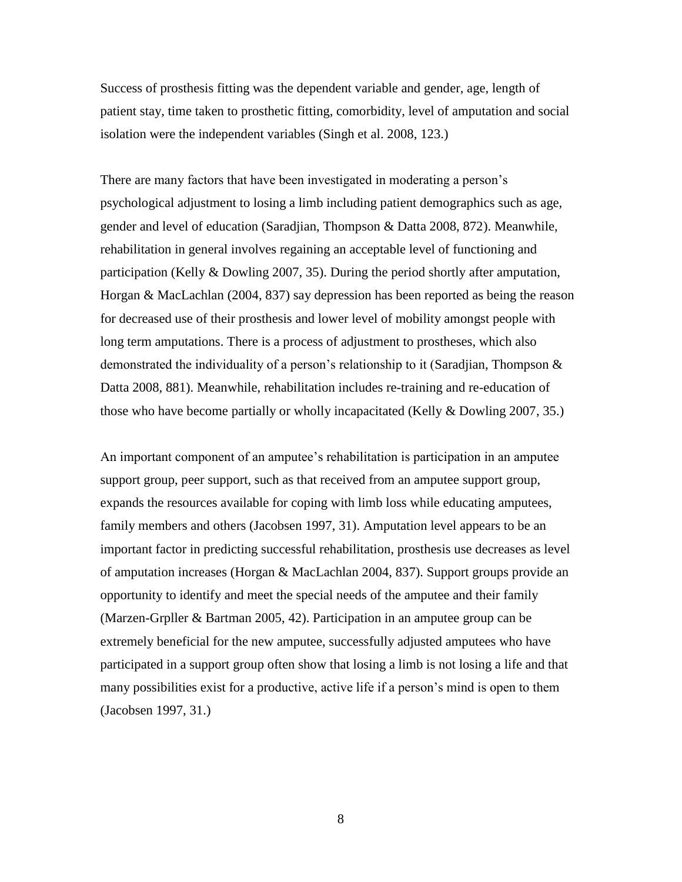Success of prosthesis fitting was the dependent variable and gender, age, length of patient stay, time taken to prosthetic fitting, comorbidity, level of amputation and social isolation were the independent variables (Singh et al. 2008, 123.)

There are many factors that have been investigated in moderating a person's psychological adjustment to losing a limb including patient demographics such as age, gender and level of education (Saradjian, Thompson & Datta 2008, 872). Meanwhile, rehabilitation in general involves regaining an acceptable level of functioning and participation (Kelly & Dowling 2007, 35). During the period shortly after amputation, Horgan & MacLachlan (2004, 837) say depression has been reported as being the reason for decreased use of their prosthesis and lower level of mobility amongst people with long term amputations. There is a process of adjustment to prostheses, which also demonstrated the individuality of a person's relationship to it (Saradjian, Thompson & Datta 2008, 881). Meanwhile, rehabilitation includes re-training and re-education of those who have become partially or wholly incapacitated (Kelly & Dowling 2007, 35.)

An important component of an amputee's rehabilitation is participation in an amputee support group, peer support, such as that received from an amputee support group, expands the resources available for coping with limb loss while educating amputees, family members and others (Jacobsen 1997, 31). Amputation level appears to be an important factor in predicting successful rehabilitation, prosthesis use decreases as level of amputation increases (Horgan & MacLachlan 2004, 837). Support groups provide an opportunity to identify and meet the special needs of the amputee and their family (Marzen-Grpller & Bartman 2005, 42). Participation in an amputee group can be extremely beneficial for the new amputee, successfully adjusted amputees who have participated in a support group often show that losing a limb is not losing a life and that many possibilities exist for a productive, active life if a person's mind is open to them (Jacobsen 1997, 31.)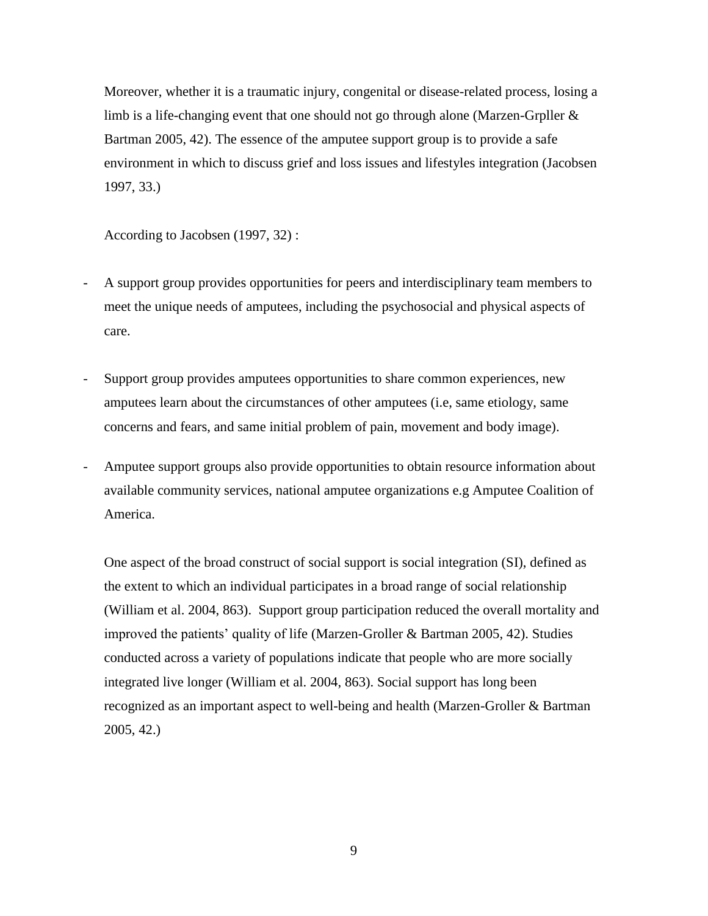Moreover, whether it is a traumatic injury, congenital or disease-related process, losing a limb is a life-changing event that one should not go through alone (Marzen-Grpller & Bartman 2005, 42). The essence of the amputee support group is to provide a safe environment in which to discuss grief and loss issues and lifestyles integration (Jacobsen 1997, 33.)

According to Jacobsen (1997, 32) :

- A support group provides opportunities for peers and interdisciplinary team members to meet the unique needs of amputees, including the psychosocial and physical aspects of care.

- Support group provides amputees opportunities to share common experiences, new amputees learn about the circumstances of other amputees (i.e, same etiology, same concerns and fears, and same initial problem of pain, movement and body image).

- Amputee support groups also provide opportunities to obtain resource information about available community services, national amputee organizations e.g Amputee Coalition of America.

One aspect of the broad construct of social support is social integration (SI), defined as the extent to which an individual participates in a broad range of social relationship (William et al. 2004, 863). Support group participation reduced the overall mortality and improved the patients' quality of life (Marzen-Groller & Bartman 2005, 42). Studies conducted across a variety of populations indicate that people who are more socially integrated live longer (William et al. 2004, 863). Social support has long been recognized as an important aspect to well-being and health (Marzen-Groller & Bartman 2005, 42.)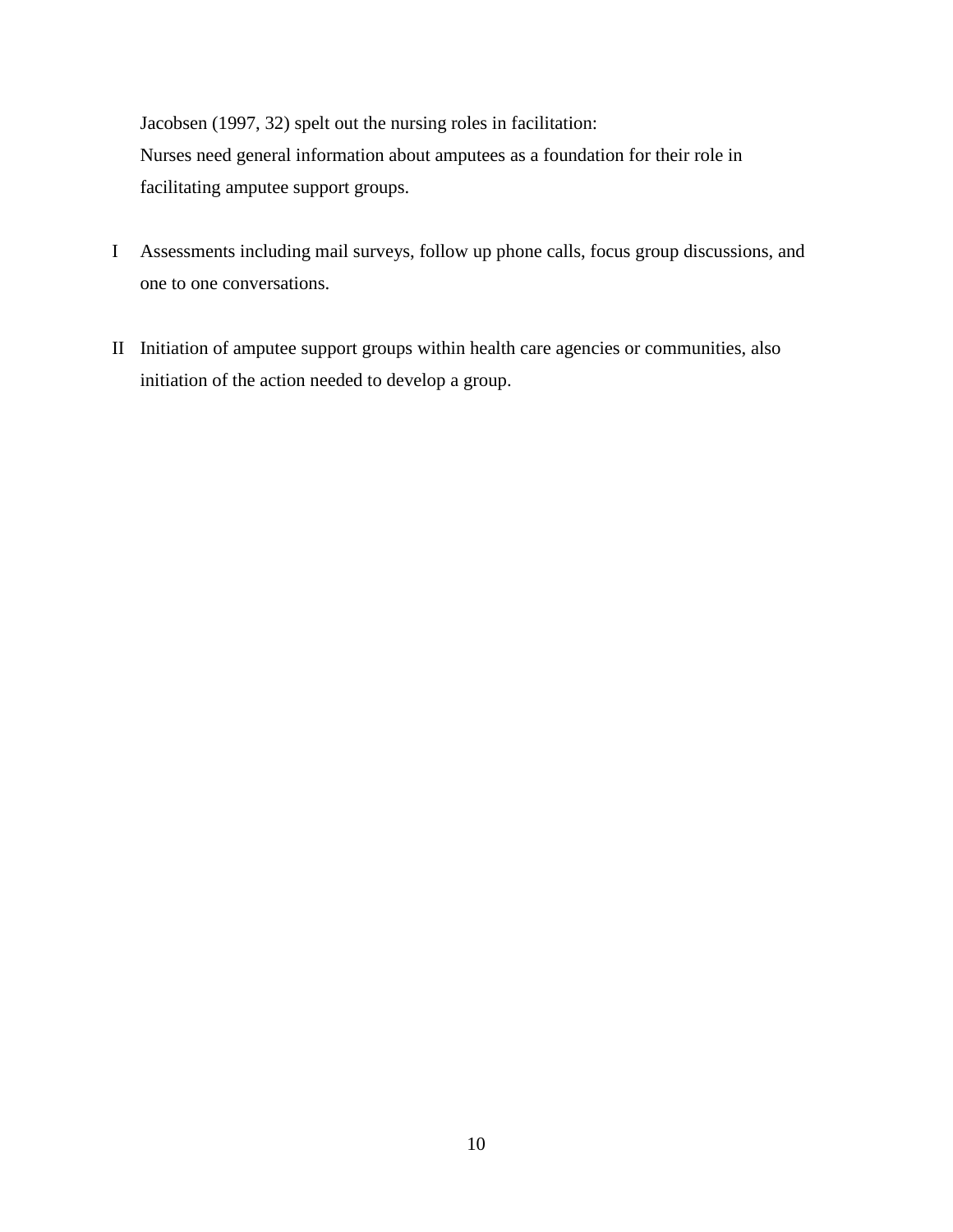Jacobsen (1997, 32) spelt out the nursing roles in facilitation:
Nurses need general information about amputees as a foundation for their role in facilitating amputee support groups.

I Assessments including mail surveys, follow up phone calls, focus group discussions, and one to one conversations.

II Initiation of amputee support groups within health care agencies or communities, also initiation of the action needed to develop a group.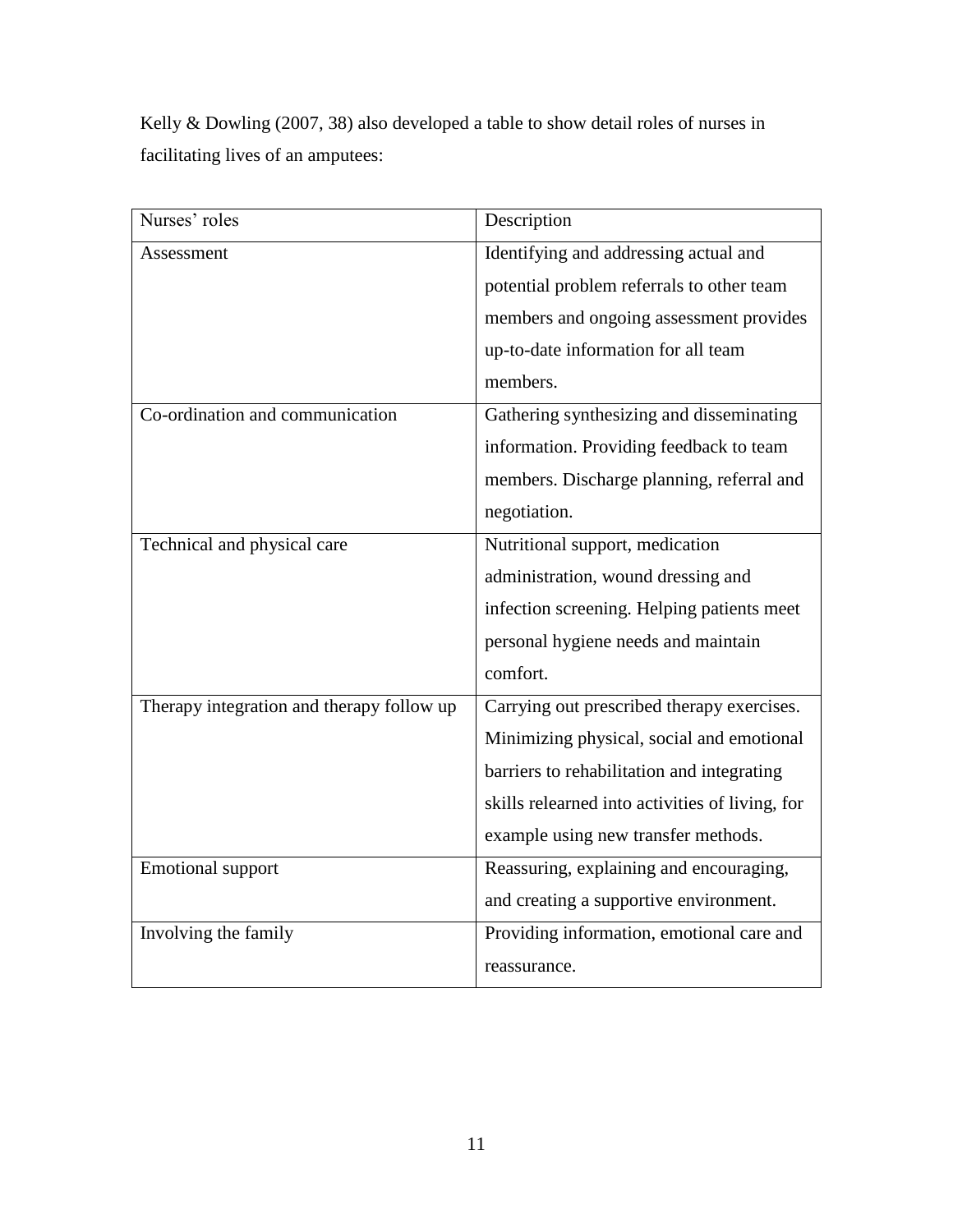Kelly & Dowling (2007, 38) also developed a table to show detail roles of nurses in facilitating lives of an amputees:

| Nurses' roles | Description |
|---|---|
| Assessment | Identifying and addressing actual and potential problem referrals to other team members and ongoing assessment provides up-to-date information for all team members. |
| Co-ordination and communication | Gathering synthesizing and disseminating information. Providing feedback to team members. Discharge planning, referral and negotiation. |
| Technical and physical care | Nutritional support, medication administration, wound dressing and infection screening. Helping patients meet personal hygiene needs and maintain comfort. |
| Therapy integration and therapy follow up | Carrying out prescribed therapy exercises. Minimizing physical, social and emotional barriers to rehabilitation and integrating skills relearned into activities of living, for example using new transfer methods. |
| Emotional support | Reassuring, explaining and encouraging, and creating a supportive environment. |
| Involving the family | Providing information, emotional care and reassurance. |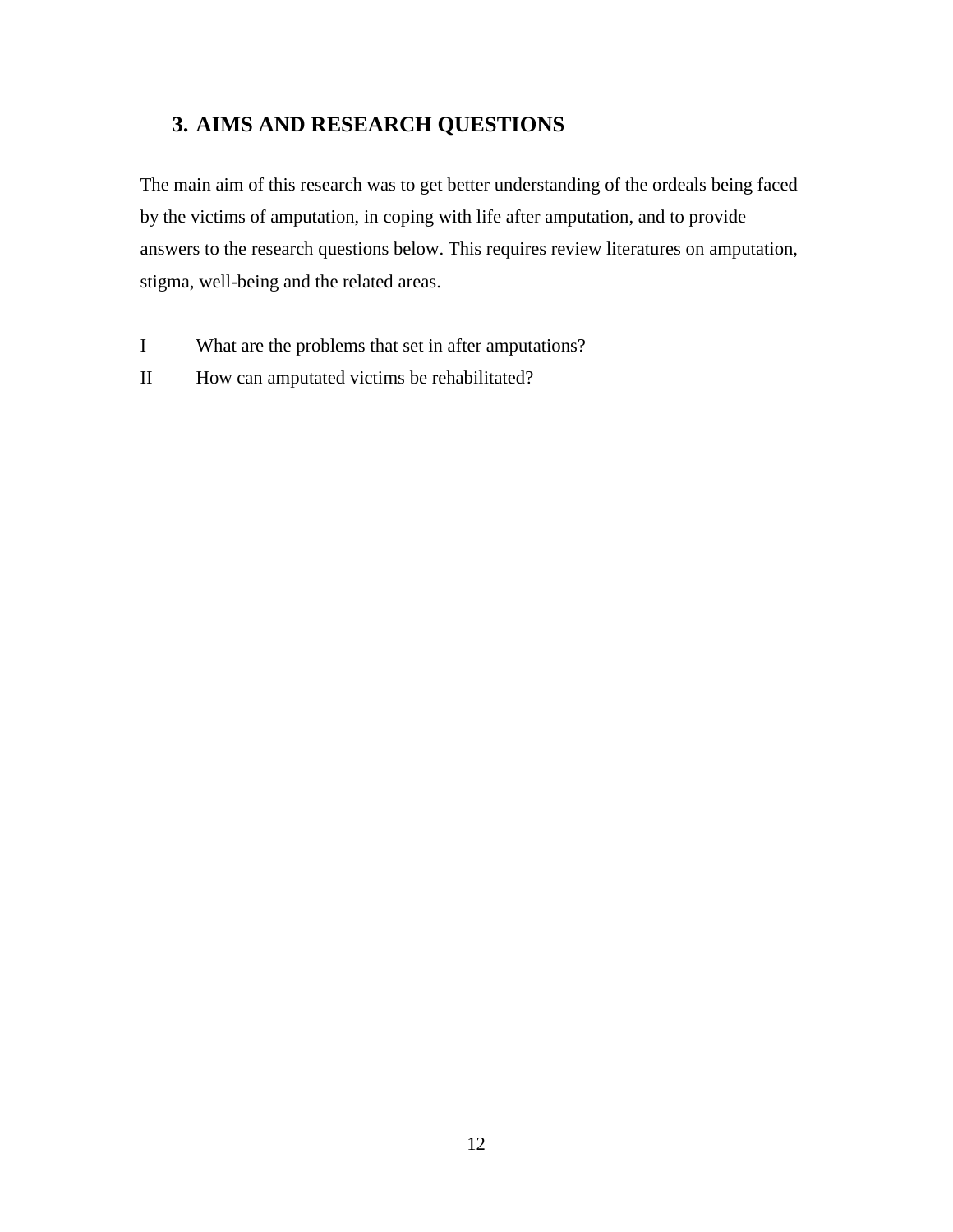# 3. AIMS AND RESEARCH QUESTIONS

The main aim of this research was to get better understanding of the ordeals being faced by the victims of amputation, in coping with life after amputation, and to provide answers to the research questions below. This requires review literatures on amputation, stigma, well-being and the related areas.

I What are the problems that set in after amputations?

II How can amputated victims be rehabilitated?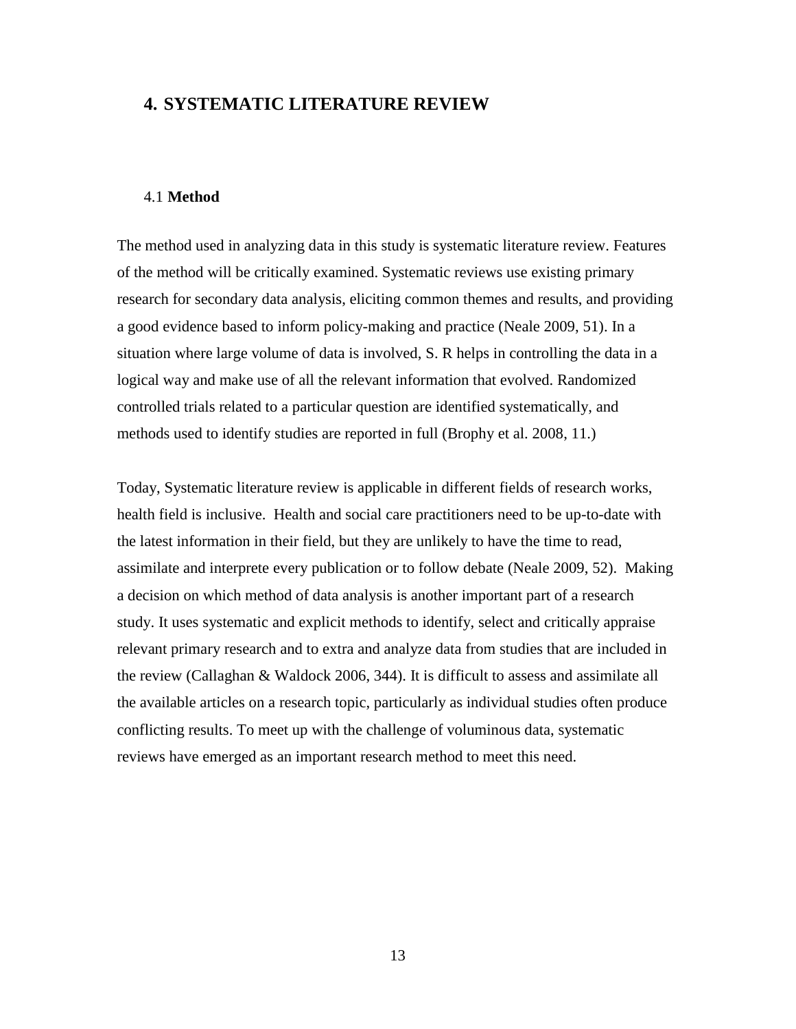# 4. SYSTEMATIC LITERATURE REVIEW

## 4.1 **Method**

The method used in analyzing data in this study is systematic literature review. Features of the method will be critically examined. Systematic reviews use existing primary research for secondary data analysis, eliciting common themes and results, and providing a good evidence based to inform policy-making and practice (Neale 2009, 51). In a situation where large volume of data is involved, S. R helps in controlling the data in a logical way and make use of all the relevant information that evolved. Randomized controlled trials related to a particular question are identified systematically, and methods used to identify studies are reported in full (Brophy et al. 2008, 11.)

Today, Systematic literature review is applicable in different fields of research works, health field is inclusive. Health and social care practitioners need to be up-to-date with the latest information in their field, but they are unlikely to have the time to read, assimilate and interprete every publication or to follow debate (Neale 2009, 52). Making a decision on which method of data analysis is another important part of a research study. It uses systematic and explicit methods to identify, select and critically appraise relevant primary research and to extra and analyze data from studies that are included in the review (Callaghan & Waldock 2006, 344). It is difficult to assess and assimilate all the available articles on a research topic, particularly as individual studies often produce conflicting results. To meet up with the challenge of voluminous data, systematic reviews have emerged as an important research method to meet this need.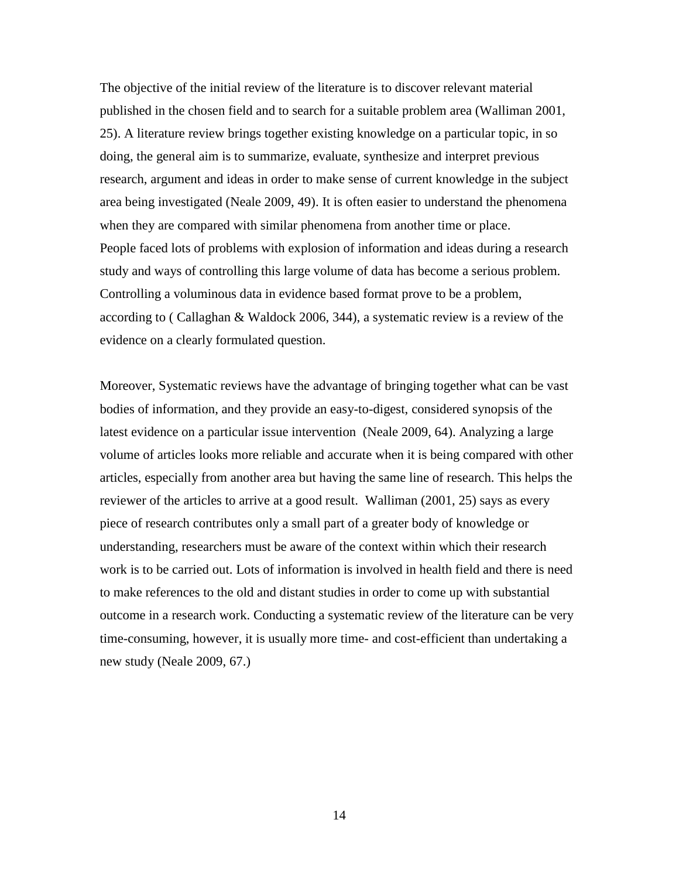The objective of the initial review of the literature is to discover relevant material published in the chosen field and to search for a suitable problem area (Walliman 2001, 25). A literature review brings together existing knowledge on a particular topic, in so doing, the general aim is to summarize, evaluate, synthesize and interpret previous research, argument and ideas in order to make sense of current knowledge in the subject area being investigated (Neale 2009, 49). It is often easier to understand the phenomena when they are compared with similar phenomena from another time or place.
People faced lots of problems with explosion of information and ideas during a research study and ways of controlling this large volume of data has become a serious problem. Controlling a voluminous data in evidence based format prove to be a problem, according to ( Callaghan & Waldock 2006, 344), a systematic review is a review of the evidence on a clearly formulated question.

Moreover, Systematic reviews have the advantage of bringing together what can be vast bodies of information, and they provide an easy-to-digest, considered synopsis of the latest evidence on a particular issue intervention (Neale 2009, 64). Analyzing a large volume of articles looks more reliable and accurate when it is being compared with other articles, especially from another area but having the same line of research. This helps the reviewer of the articles to arrive at a good result. Walliman (2001, 25) says as every piece of research contributes only a small part of a greater body of knowledge or understanding, researchers must be aware of the context within which their research work is to be carried out. Lots of information is involved in health field and there is need to make references to the old and distant studies in order to come up with substantial outcome in a research work. Conducting a systematic review of the literature can be very time-consuming, however, it is usually more time- and cost-efficient than undertaking a new study (Neale 2009, 67.)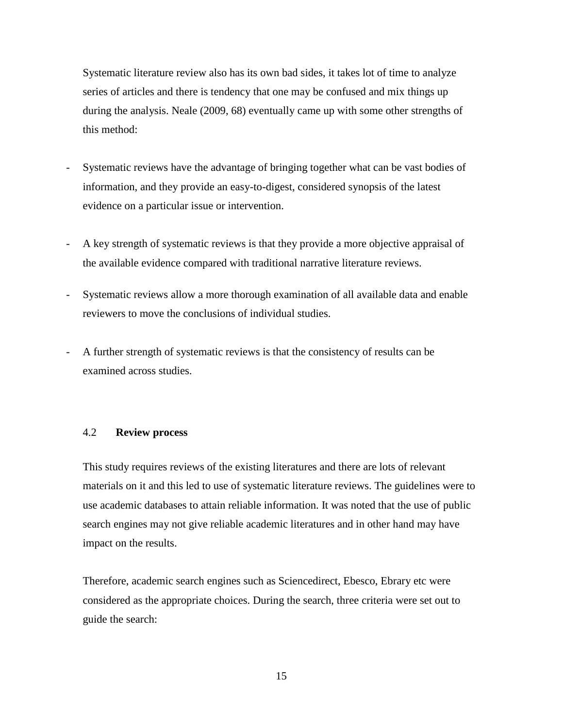Systematic literature review also has its own bad sides, it takes lot of time to analyze series of articles and there is tendency that one may be confused and mix things up during the analysis. Neale (2009, 68) eventually came up with some other strengths of this method:

- Systematic reviews have the advantage of bringing together what can be vast bodies of information, and they provide an easy-to-digest, considered synopsis of the latest evidence on a particular issue or intervention.
- A key strength of systematic reviews is that they provide a more objective appraisal of the available evidence compared with traditional narrative literature reviews.
- Systematic reviews allow a more thorough examination of all available data and enable reviewers to move the conclusions of individual studies.
- A further strength of systematic reviews is that the consistency of results can be examined across studies.

## 4.2 **Review process**

This study requires reviews of the existing literatures and there are lots of relevant materials on it and this led to use of systematic literature reviews. The guidelines were to use academic databases to attain reliable information. It was noted that the use of public search engines may not give reliable academic literatures and in other hand may have impact on the results.

Therefore, academic search engines such as Sciencedirect, Ebesco, Ebrary etc were considered as the appropriate choices. During the search, three criteria were set out to guide the search: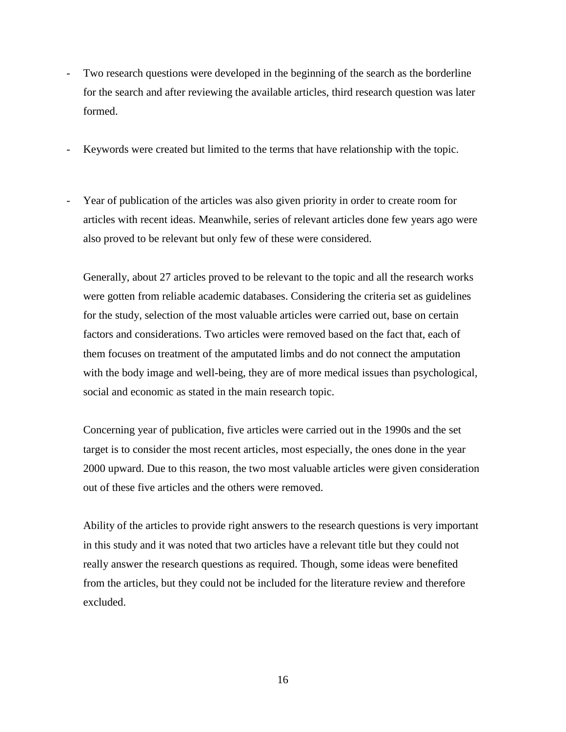- Two research questions were developed in the beginning of the search as the borderline for the search and after reviewing the available articles, third research question was later formed.

- Keywords were created but limited to the terms that have relationship with the topic.

- Year of publication of the articles was also given priority in order to create room for articles with recent ideas. Meanwhile, series of relevant articles done few years ago were also proved to be relevant but only few of these were considered.

Generally, about 27 articles proved to be relevant to the topic and all the research works were gotten from reliable academic databases. Considering the criteria set as guidelines for the study, selection of the most valuable articles were carried out, base on certain factors and considerations. Two articles were removed based on the fact that, each of them focuses on treatment of the amputated limbs and do not connect the amputation with the body image and well-being, they are of more medical issues than psychological, social and economic as stated in the main research topic.

Concerning year of publication, five articles were carried out in the 1990s and the set target is to consider the most recent articles, most especially, the ones done in the year 2000 upward. Due to this reason, the two most valuable articles were given consideration out of these five articles and the others were removed.

Ability of the articles to provide right answers to the research questions is very important in this study and it was noted that two articles have a relevant title but they could not really answer the research questions as required. Though, some ideas were benefited from the articles, but they could not be included for the literature review and therefore excluded.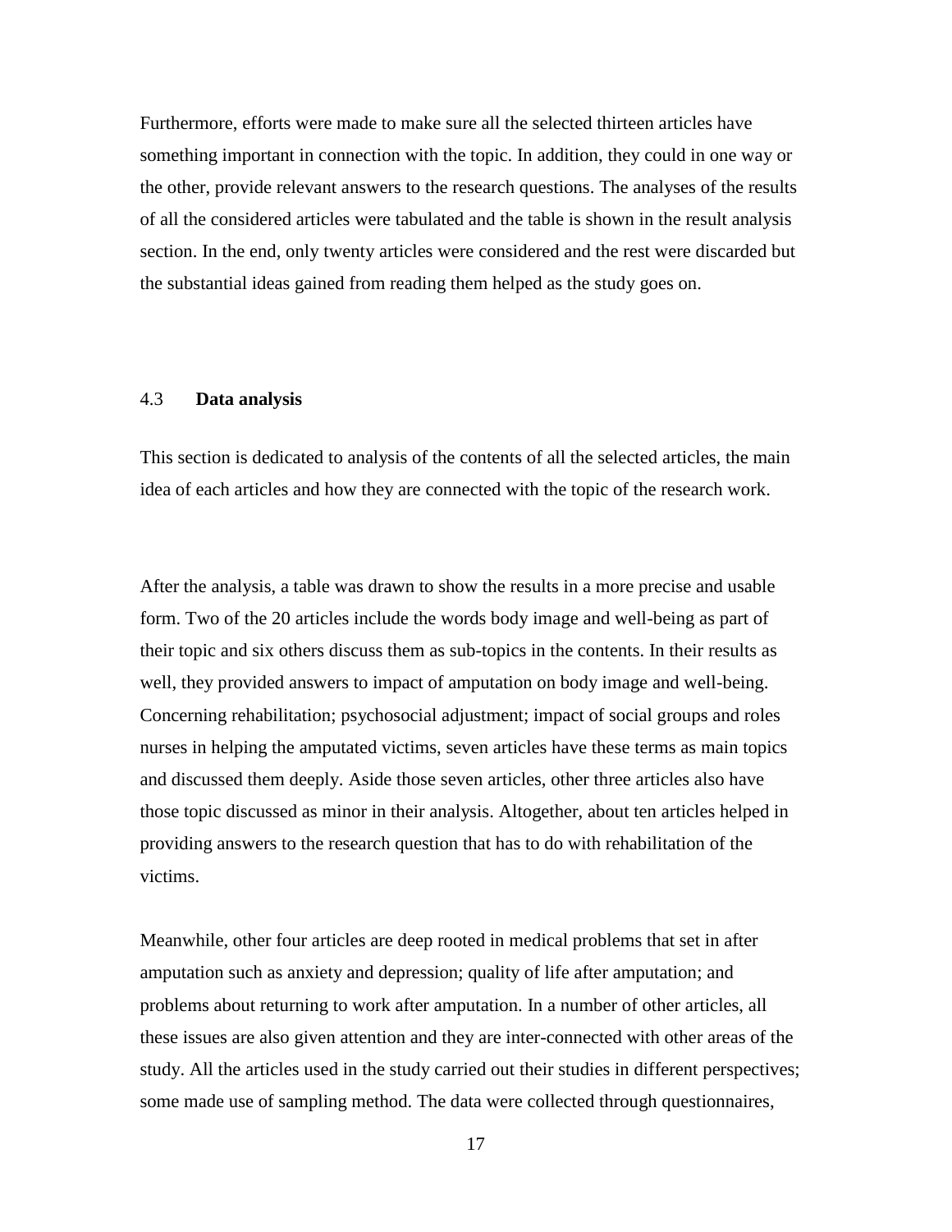Furthermore, efforts were made to make sure all the selected thirteen articles have something important in connection with the topic. In addition, they could in one way or the other, provide relevant answers to the research questions. The analyses of the results of all the considered articles were tabulated and the table is shown in the result analysis section. In the end, only twenty articles were considered and the rest were discarded but the substantial ideas gained from reading them helped as the study goes on.

## 4.3 **Data analysis**

This section is dedicated to analysis of the contents of all the selected articles, the main idea of each articles and how they are connected with the topic of the research work.

After the analysis, a table was drawn to show the results in a more precise and usable form. Two of the 20 articles include the words body image and well-being as part of their topic and six others discuss them as sub-topics in the contents. In their results as well, they provided answers to impact of amputation on body image and well-being. Concerning rehabilitation; psychosocial adjustment; impact of social groups and roles nurses in helping the amputated victims, seven articles have these terms as main topics and discussed them deeply. Aside those seven articles, other three articles also have those topic discussed as minor in their analysis. Altogether, about ten articles helped in providing answers to the research question that has to do with rehabilitation of the victims.

Meanwhile, other four articles are deep rooted in medical problems that set in after amputation such as anxiety and depression; quality of life after amputation; and problems about returning to work after amputation. In a number of other articles, all these issues are also given attention and they are inter-connected with other areas of the study. All the articles used in the study carried out their studies in different perspectives; some made use of sampling method. The data were collected through questionnaires,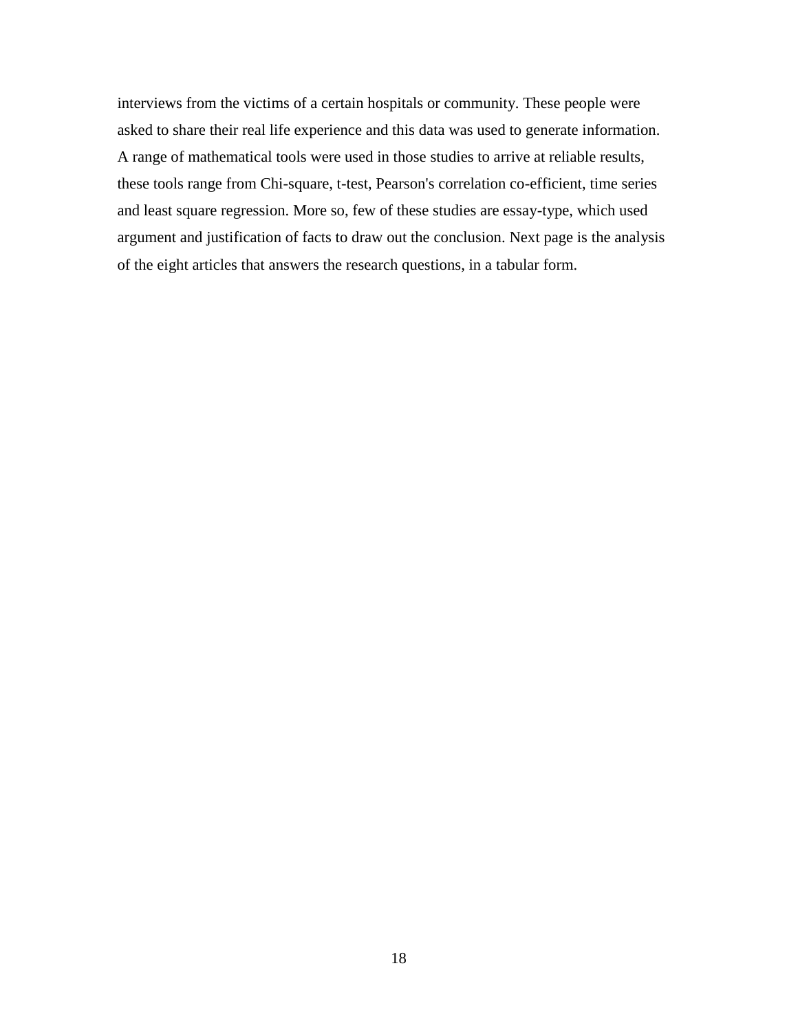interviews from the victims of a certain hospitals or community. These people were asked to share their real life experience and this data was used to generate information. A range of mathematical tools were used in those studies to arrive at reliable results, these tools range from Chi-square, t-test, Pearson's correlation co-efficient, time series and least square regression. More so, few of these studies are essay-type, which used argument and justification of facts to draw out the conclusion. Next page is the analysis of the eight articles that answers the research questions, in a tabular form.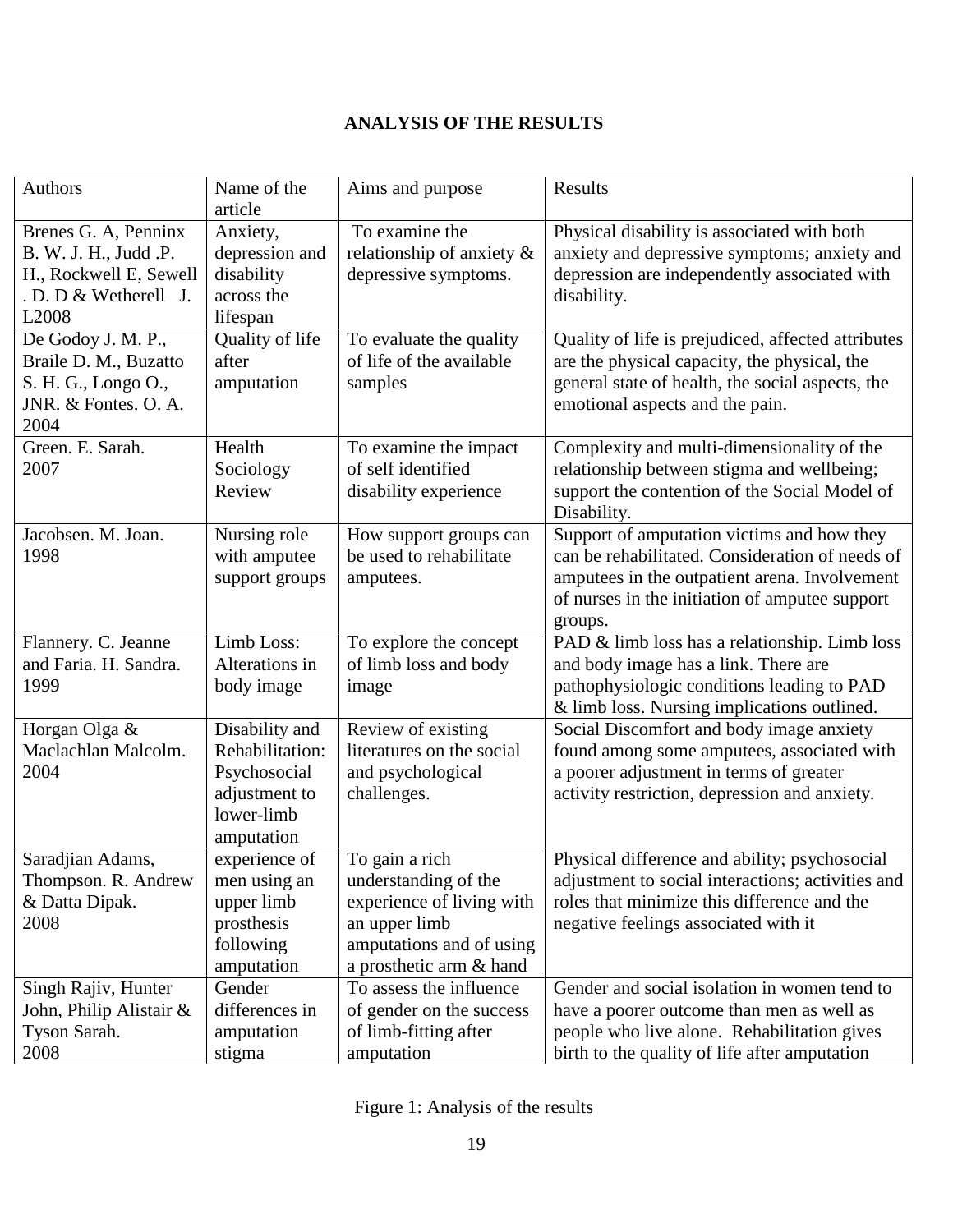**ANALYSIS OF THE RESULTS**

| Authors | Name of the article | Aims and purpose | Results |
|---|---|---|---|
| Brenes G. A, Penninx B. W. J. H., Judd .P. H., Rockwell E, Sewell . D. D & Wetherell J. L2008 | Anxiety, depression and disability across the lifespan | To examine the relationship of anxiety & depressive symptoms. | Physical disability is associated with both anxiety and depressive symptoms; anxiety and depression are independently associated with disability. |
| De Godoy J. M. P., Braile D. M., Buzatto S. H. G., Longo O., JNR. & Fontes. O. A. 2004 | Quality of life after amputation | To evaluate the quality of life of the available samples | Quality of life is prejudiced, affected attributes are the physical capacity, the physical, the general state of health, the social aspects, the emotional aspects and the pain. |
| Green. E. Sarah. 2007 | Health Sociology Review | To examine the impact of self identified disability experience | Complexity and multi-dimensionality of the relationship between stigma and wellbeing; support the contention of the Social Model of Disability. |
| Jacobsen. M. Joan. 1998 | Nursing role with amputee support groups | How support groups can be used to rehabilitate amputees. | Support of amputation victims and how they can be rehabilitated. Consideration of needs of amputees in the outpatient arena. Involvement of nurses in the initiation of amputee support groups. |
| Flannery. C. Jeanne and Faria. H. Sandra. 1999 | Limb Loss: Alterations in body image | To explore the concept of limb loss and body image | PAD & limb loss has a relationship. Limb loss and body image has a link. There are pathophysiologic conditions leading to PAD & limb loss. Nursing implications outlined. |
| Horgan Olga & Maclachlan Malcolm. 2004 | Disability and Rehabilitation: Psychosocial adjustment to lower-limb amputation | Review of existing literatures on the social and psychological challenges. | Social Discomfort and body image anxiety found among some amputees, associated with a poorer adjustment in terms of greater activity restriction, depression and anxiety. |
| Saradjian Adams, Thompson. R. Andrew & Datta Dipak. 2008 | experience of men using an upper limb prosthesis following amputation | To gain a rich understanding of the experience of living with an upper limb amputations and of using a prosthetic arm & hand | Physical difference and ability; psychosocial adjustment to social interactions; activities and roles that minimize this difference and the negative feelings associated with it |
| Singh Rajiv, Hunter John, Philip Alistair & Tyson Sarah. 2008 | Gender differences in amputation stigma | To assess the influence of gender on the success of limb-fitting after amputation | Gender and social isolation in women tend to have a poorer outcome than men as well as people who live alone. Rehabilitation gives birth to the quality of life after amputation |

Figure 1: Analysis of the results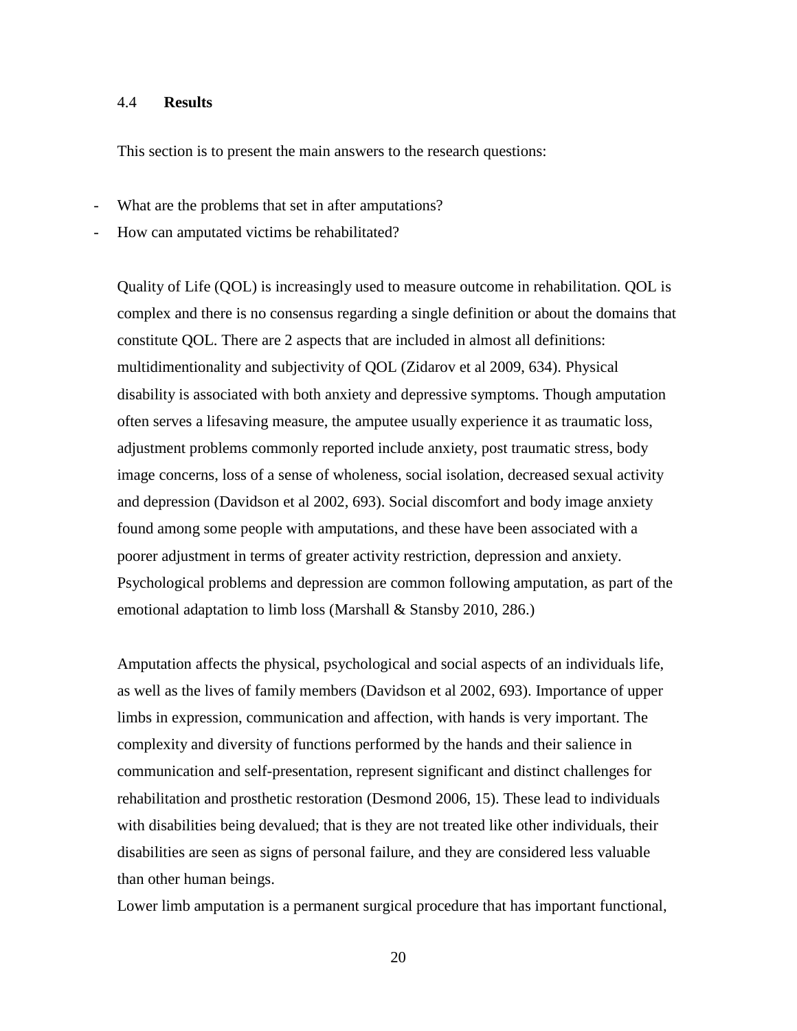## 4.4 **Results**

This section is to present the main answers to the research questions:

- What are the problems that set in after amputations?
- How can amputated victims be rehabilitated?

Quality of Life (QOL) is increasingly used to measure outcome in rehabilitation. QOL is complex and there is no consensus regarding a single definition or about the domains that constitute QOL. There are 2 aspects that are included in almost all definitions: multidimentionality and subjectivity of QOL (Zidarov et al 2009, 634). Physical disability is associated with both anxiety and depressive symptoms. Though amputation often serves a lifesaving measure, the amputee usually experience it as traumatic loss, adjustment problems commonly reported include anxiety, post traumatic stress, body image concerns, loss of a sense of wholeness, social isolation, decreased sexual activity and depression (Davidson et al 2002, 693). Social discomfort and body image anxiety found among some people with amputations, and these have been associated with a poorer adjustment in terms of greater activity restriction, depression and anxiety. Psychological problems and depression are common following amputation, as part of the emotional adaptation to limb loss (Marshall & Stansby 2010, 286.)

Amputation affects the physical, psychological and social aspects of an individuals life, as well as the lives of family members (Davidson et al 2002, 693). Importance of upper limbs in expression, communication and affection, with hands is very important. The complexity and diversity of functions performed by the hands and their salience in communication and self-presentation, represent significant and distinct challenges for rehabilitation and prosthetic restoration (Desmond 2006, 15). These lead to individuals with disabilities being devalued; that is they are not treated like other individuals, their disabilities are seen as signs of personal failure, and they are considered less valuable than other human beings.

Lower limb amputation is a permanent surgical procedure that has important functional,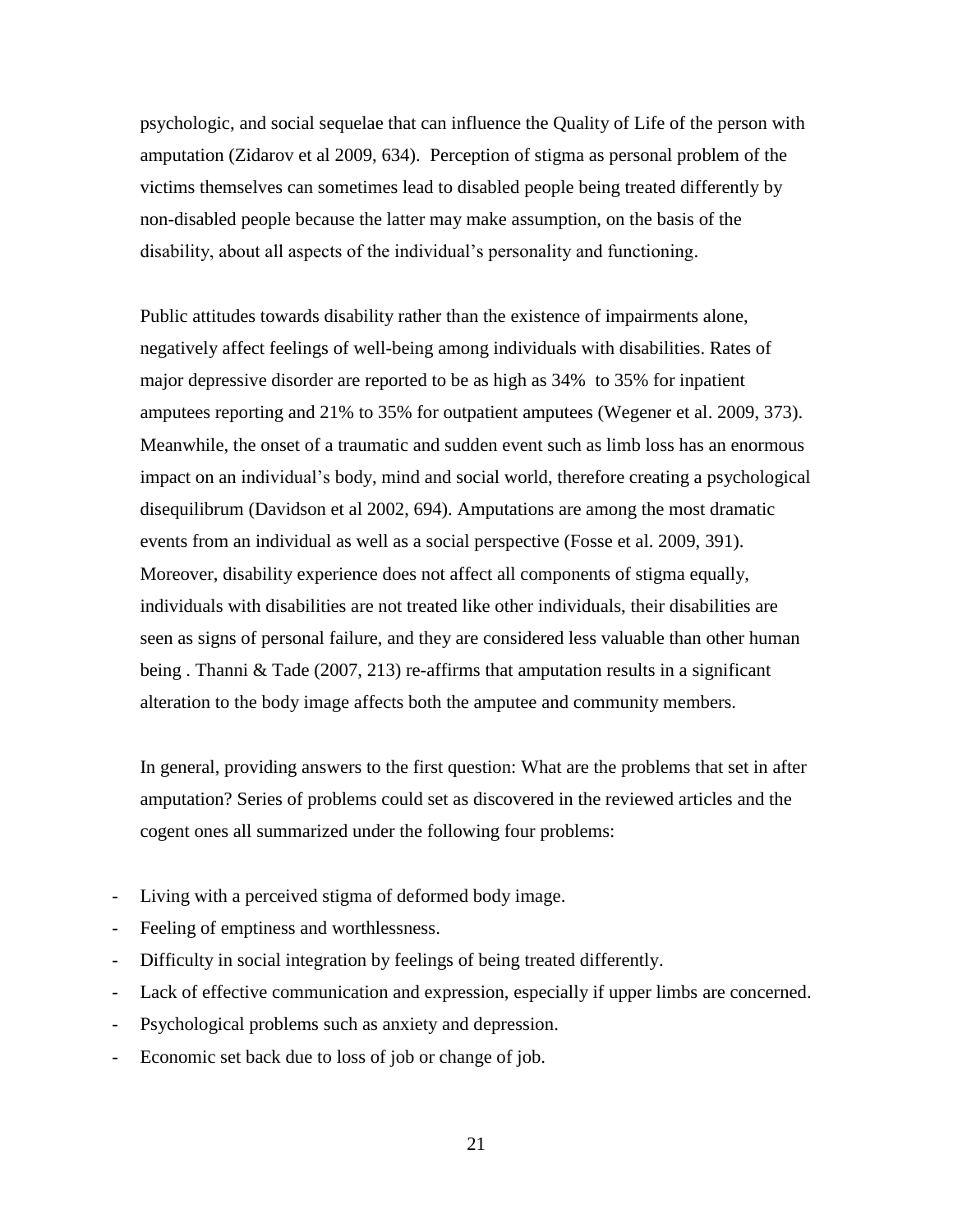psychologic, and social sequelae that can influence the Quality of Life of the person with amputation (Zidarov et al 2009, 634). Perception of stigma as personal problem of the victims themselves can sometimes lead to disabled people being treated differently by non-disabled people because the latter may make assumption, on the basis of the disability, about all aspects of the individual's personality and functioning.

Public attitudes towards disability rather than the existence of impairments alone, negatively affect feelings of well-being among individuals with disabilities. Rates of major depressive disorder are reported to be as high as 34% to 35% for inpatient amputees reporting and 21% to 35% for outpatient amputees (Wegener et al. 2009, 373). Meanwhile, the onset of a traumatic and sudden event such as limb loss has an enormous impact on an individual's body, mind and social world, therefore creating a psychological disequilibrum (Davidson et al 2002, 694). Amputations are among the most dramatic events from an individual as well as a social perspective (Fosse et al. 2009, 391). Moreover, disability experience does not affect all components of stigma equally, individuals with disabilities are not treated like other individuals, their disabilities are seen as signs of personal failure, and they are considered less valuable than other human being . Thanni & Tade (2007, 213) re-affirms that amputation results in a significant alteration to the body image affects both the amputee and community members.

In general, providing answers to the first question: What are the problems that set in after amputation? Series of problems could set as discovered in the reviewed articles and the cogent ones all summarized under the following four problems:

- Living with a perceived stigma of deformed body image.
- Feeling of emptiness and worthlessness.
- Difficulty in social integration by feelings of being treated differently.
- Lack of effective communication and expression, especially if upper limbs are concerned.
- Psychological problems such as anxiety and depression.
- Economic set back due to loss of job or change of job.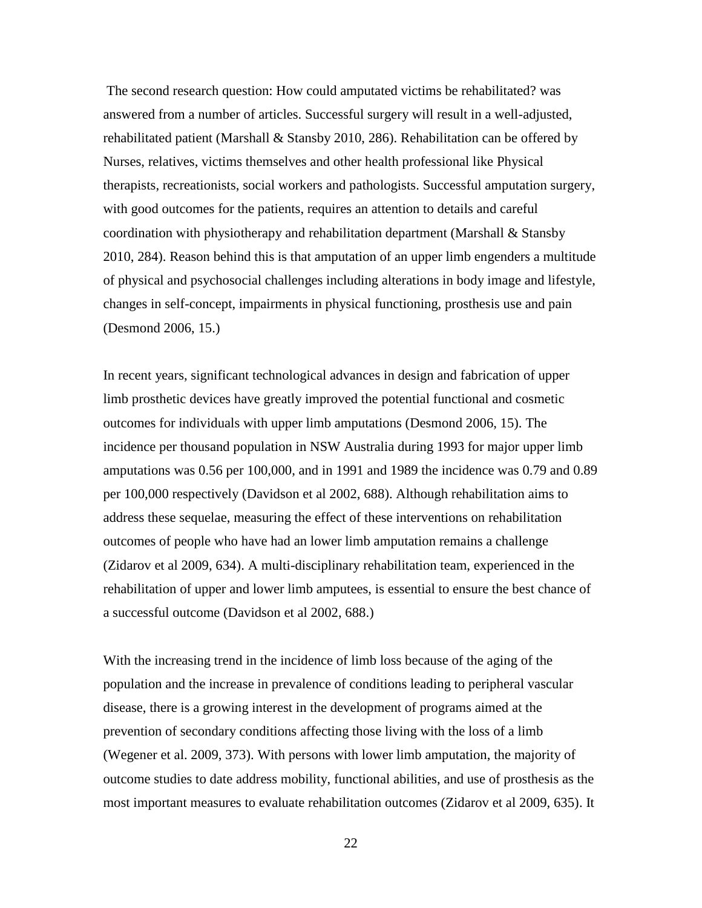The second research question: How could amputated victims be rehabilitated? was answered from a number of articles. Successful surgery will result in a well-adjusted, rehabilitated patient (Marshall & Stansby 2010, 286). Rehabilitation can be offered by Nurses, relatives, victims themselves and other health professional like Physical therapists, recreationists, social workers and pathologists. Successful amputation surgery, with good outcomes for the patients, requires an attention to details and careful coordination with physiotherapy and rehabilitation department (Marshall & Stansby 2010, 284). Reason behind this is that amputation of an upper limb engenders a multitude of physical and psychosocial challenges including alterations in body image and lifestyle, changes in self-concept, impairments in physical functioning, prosthesis use and pain (Desmond 2006, 15.)

In recent years, significant technological advances in design and fabrication of upper limb prosthetic devices have greatly improved the potential functional and cosmetic outcomes for individuals with upper limb amputations (Desmond 2006, 15). The incidence per thousand population in NSW Australia during 1993 for major upper limb amputations was 0.56 per 100,000, and in 1991 and 1989 the incidence was 0.79 and 0.89 per 100,000 respectively (Davidson et al 2002, 688). Although rehabilitation aims to address these sequelae, measuring the effect of these interventions on rehabilitation outcomes of people who have had an lower limb amputation remains a challenge (Zidarov et al 2009, 634). A multi-disciplinary rehabilitation team, experienced in the rehabilitation of upper and lower limb amputees, is essential to ensure the best chance of a successful outcome (Davidson et al 2002, 688.)

With the increasing trend in the incidence of limb loss because of the aging of the population and the increase in prevalence of conditions leading to peripheral vascular disease, there is a growing interest in the development of programs aimed at the prevention of secondary conditions affecting those living with the loss of a limb (Wegener et al. 2009, 373). With persons with lower limb amputation, the majority of outcome studies to date address mobility, functional abilities, and use of prosthesis as the most important measures to evaluate rehabilitation outcomes (Zidarov et al 2009, 635). It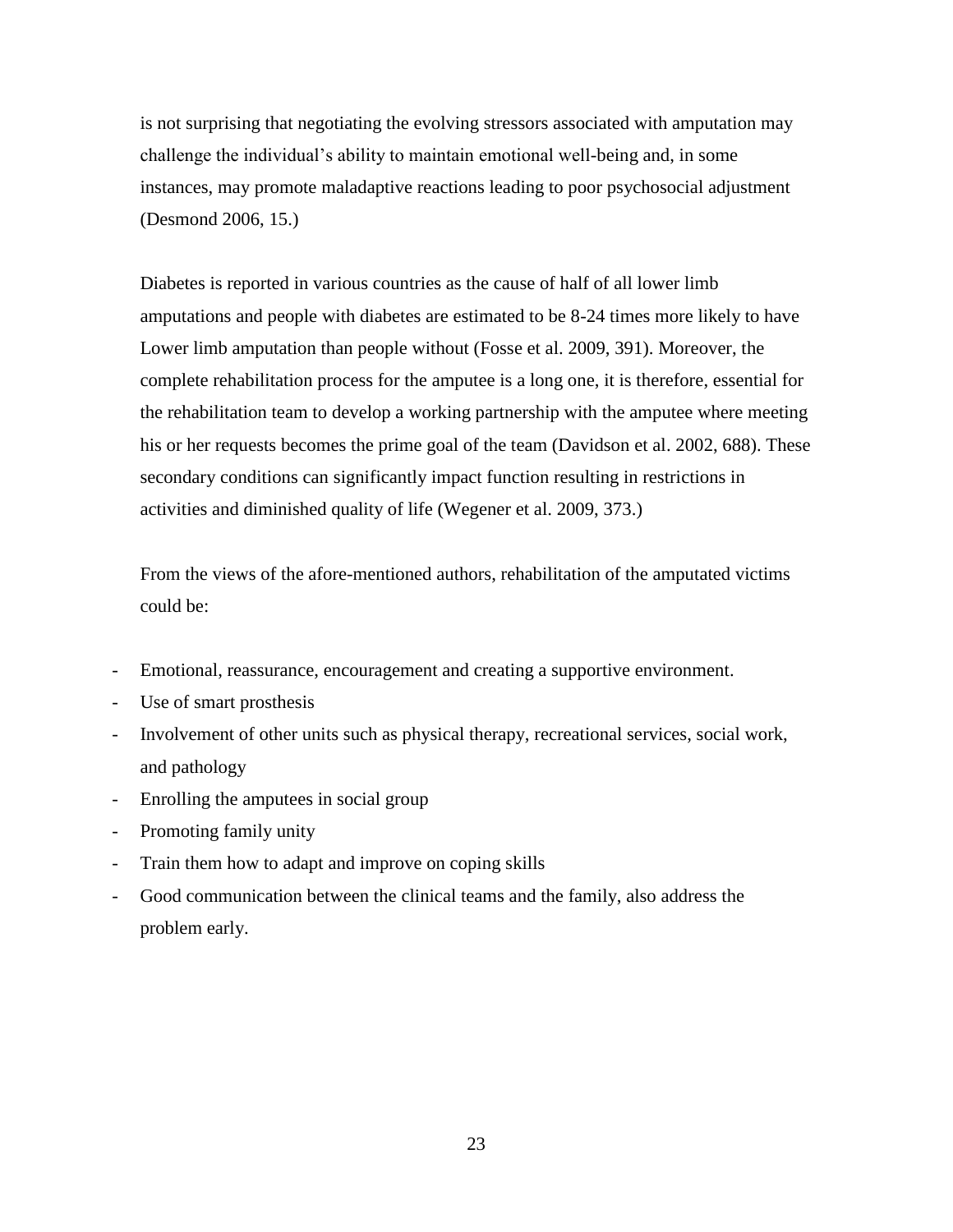is not surprising that negotiating the evolving stressors associated with amputation may challenge the individual's ability to maintain emotional well-being and, in some instances, may promote maladaptive reactions leading to poor psychosocial adjustment (Desmond 2006, 15.)

Diabetes is reported in various countries as the cause of half of all lower limb amputations and people with diabetes are estimated to be 8-24 times more likely to have Lower limb amputation than people without (Fosse et al. 2009, 391). Moreover, the complete rehabilitation process for the amputee is a long one, it is therefore, essential for the rehabilitation team to develop a working partnership with the amputee where meeting his or her requests becomes the prime goal of the team (Davidson et al. 2002, 688). These secondary conditions can significantly impact function resulting in restrictions in activities and diminished quality of life (Wegener et al. 2009, 373.)

From the views of the afore-mentioned authors, rehabilitation of the amputated victims could be:

- Emotional, reassurance, encouragement and creating a supportive environment.
- Use of smart prosthesis
- Involvement of other units such as physical therapy, recreational services, social work, and pathology
- Enrolling the amputees in social group
- Promoting family unity
- Train them how to adapt and improve on coping skills
- Good communication between the clinical teams and the family, also address the problem early.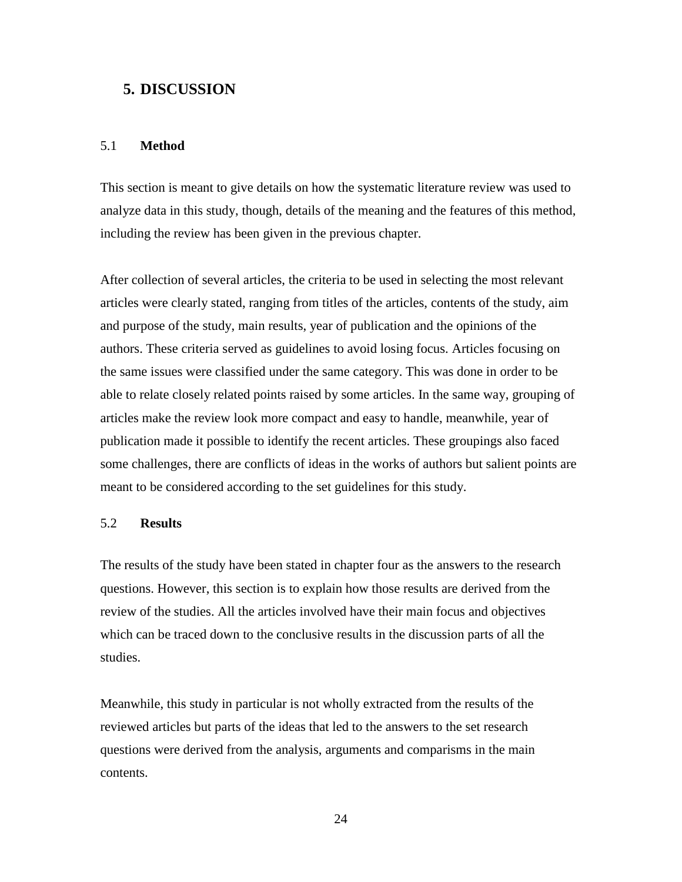# 5. DISCUSSION

## 5.1 Method

This section is meant to give details on how the systematic literature review was used to analyze data in this study, though, details of the meaning and the features of this method, including the review has been given in the previous chapter.

After collection of several articles, the criteria to be used in selecting the most relevant articles were clearly stated, ranging from titles of the articles, contents of the study, aim and purpose of the study, main results, year of publication and the opinions of the authors. These criteria served as guidelines to avoid losing focus. Articles focusing on the same issues were classified under the same category. This was done in order to be able to relate closely related points raised by some articles. In the same way, grouping of articles make the review look more compact and easy to handle, meanwhile, year of publication made it possible to identify the recent articles. These groupings also faced some challenges, there are conflicts of ideas in the works of authors but salient points are meant to be considered according to the set guidelines for this study.

## 5.2 Results

The results of the study have been stated in chapter four as the answers to the research questions. However, this section is to explain how those results are derived from the review of the studies. All the articles involved have their main focus and objectives which can be traced down to the conclusive results in the discussion parts of all the studies.

Meanwhile, this study in particular is not wholly extracted from the results of the reviewed articles but parts of the ideas that led to the answers to the set research questions were derived from the analysis, arguments and comparisms in the main contents.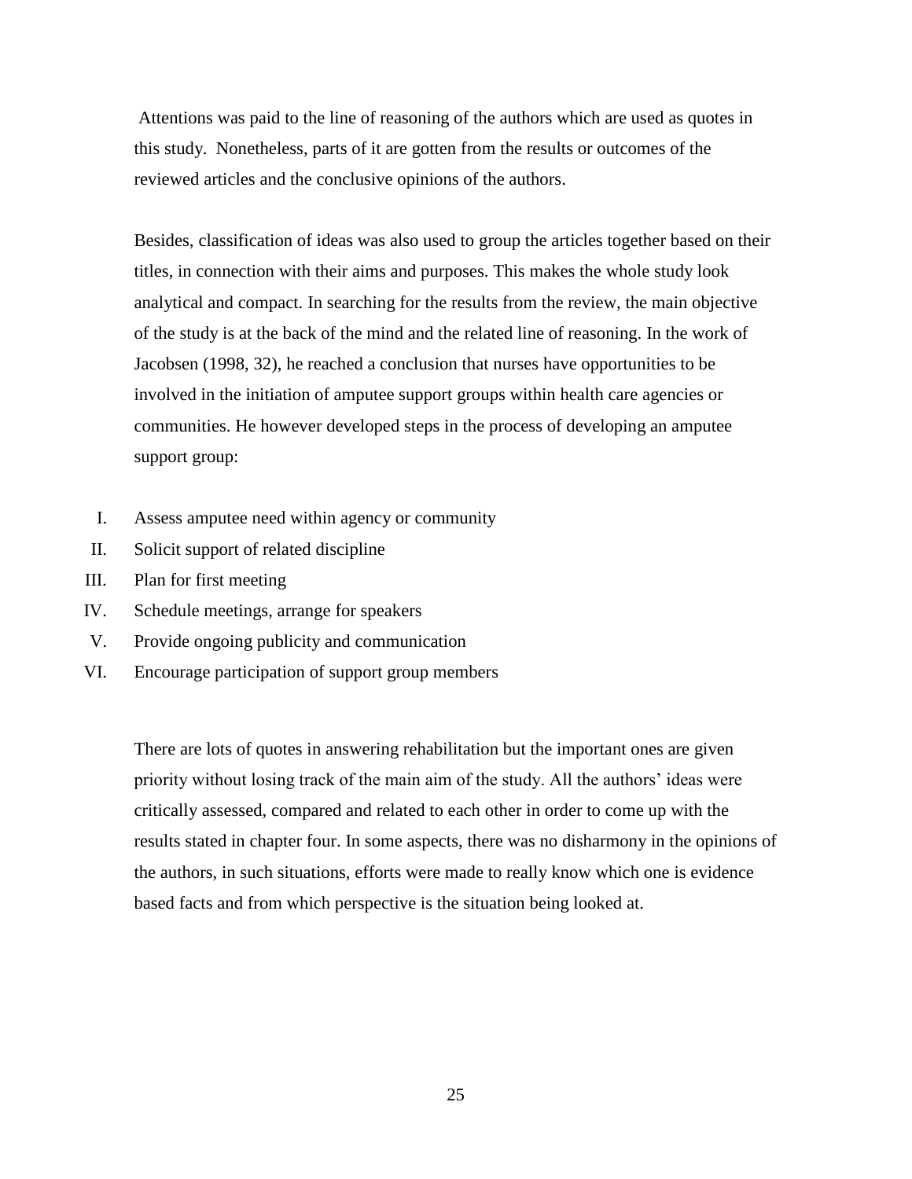Attentions was paid to the line of reasoning of the authors which are used as quotes in this study. Nonetheless, parts of it are gotten from the results or outcomes of the reviewed articles and the conclusive opinions of the authors.

Besides, classification of ideas was also used to group the articles together based on their titles, in connection with their aims and purposes. This makes the whole study look analytical and compact. In searching for the results from the review, the main objective of the study is at the back of the mind and the related line of reasoning. In the work of Jacobsen (1998, 32), he reached a conclusion that nurses have opportunities to be involved in the initiation of amputee support groups within health care agencies or communities. He however developed steps in the process of developing an amputee support group:

I. Assess amputee need within agency or community
II. Solicit support of related discipline
III. Plan for first meeting
IV. Schedule meetings, arrange for speakers
V. Provide ongoing publicity and communication
VI. Encourage participation of support group members

There are lots of quotes in answering rehabilitation but the important ones are given priority without losing track of the main aim of the study. All the authors' ideas were critically assessed, compared and related to each other in order to come up with the results stated in chapter four. In some aspects, there was no disharmony in the opinions of the authors, in such situations, efforts were made to really know which one is evidence based facts and from which perspective is the situation being looked at.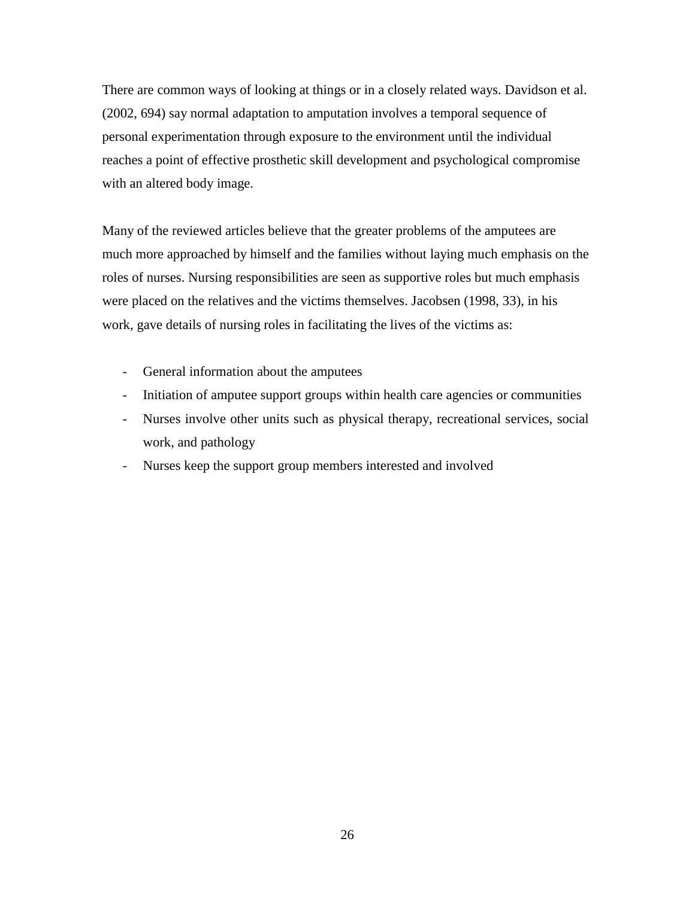There are common ways of looking at things or in a closely related ways. Davidson et al. (2002, 694) say normal adaptation to amputation involves a temporal sequence of personal experimentation through exposure to the environment until the individual reaches a point of effective prosthetic skill development and psychological compromise with an altered body image.

Many of the reviewed articles believe that the greater problems of the amputees are much more approached by himself and the families without laying much emphasis on the roles of nurses. Nursing responsibilities are seen as supportive roles but much emphasis were placed on the relatives and the victims themselves. Jacobsen (1998, 33), in his work, gave details of nursing roles in facilitating the lives of the victims as:

- General information about the amputees
- Initiation of amputee support groups within health care agencies or communities
- Nurses involve other units such as physical therapy, recreational services, social work, and pathology
- Nurses keep the support group members interested and involved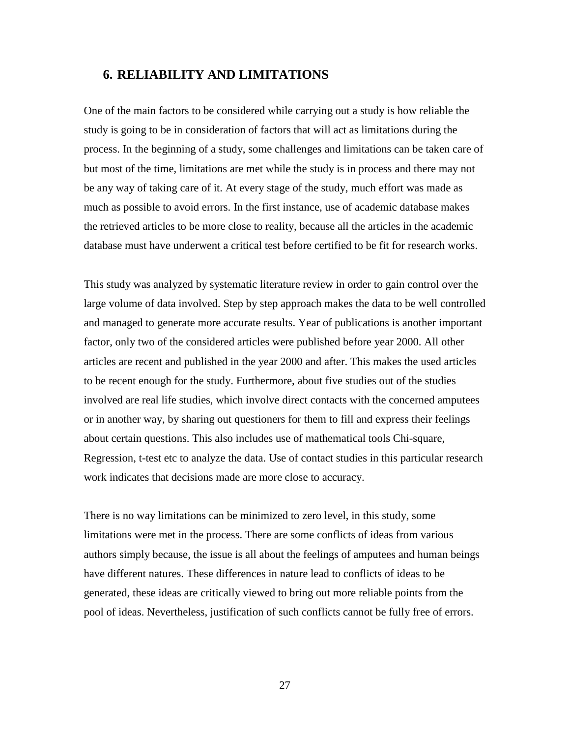## 6. RELIABILITY AND LIMITATIONS

One of the main factors to be considered while carrying out a study is how reliable the study is going to be in consideration of factors that will act as limitations during the process. In the beginning of a study, some challenges and limitations can be taken care of but most of the time, limitations are met while the study is in process and there may not be any way of taking care of it. At every stage of the study, much effort was made as much as possible to avoid errors. In the first instance, use of academic database makes the retrieved articles to be more close to reality, because all the articles in the academic database must have underwent a critical test before certified to be fit for research works.

This study was analyzed by systematic literature review in order to gain control over the large volume of data involved. Step by step approach makes the data to be well controlled and managed to generate more accurate results. Year of publications is another important factor, only two of the considered articles were published before year 2000. All other articles are recent and published in the year 2000 and after. This makes the used articles to be recent enough for the study. Furthermore, about five studies out of the studies involved are real life studies, which involve direct contacts with the concerned amputees or in another way, by sharing out questioners for them to fill and express their feelings about certain questions. This also includes use of mathematical tools Chi-square, Regression, t-test etc to analyze the data. Use of contact studies in this particular research work indicates that decisions made are more close to accuracy.

There is no way limitations can be minimized to zero level, in this study, some limitations were met in the process. There are some conflicts of ideas from various authors simply because, the issue is all about the feelings of amputees and human beings have different natures. These differences in nature lead to conflicts of ideas to be generated, these ideas are critically viewed to bring out more reliable points from the pool of ideas. Nevertheless, justification of such conflicts cannot be fully free of errors.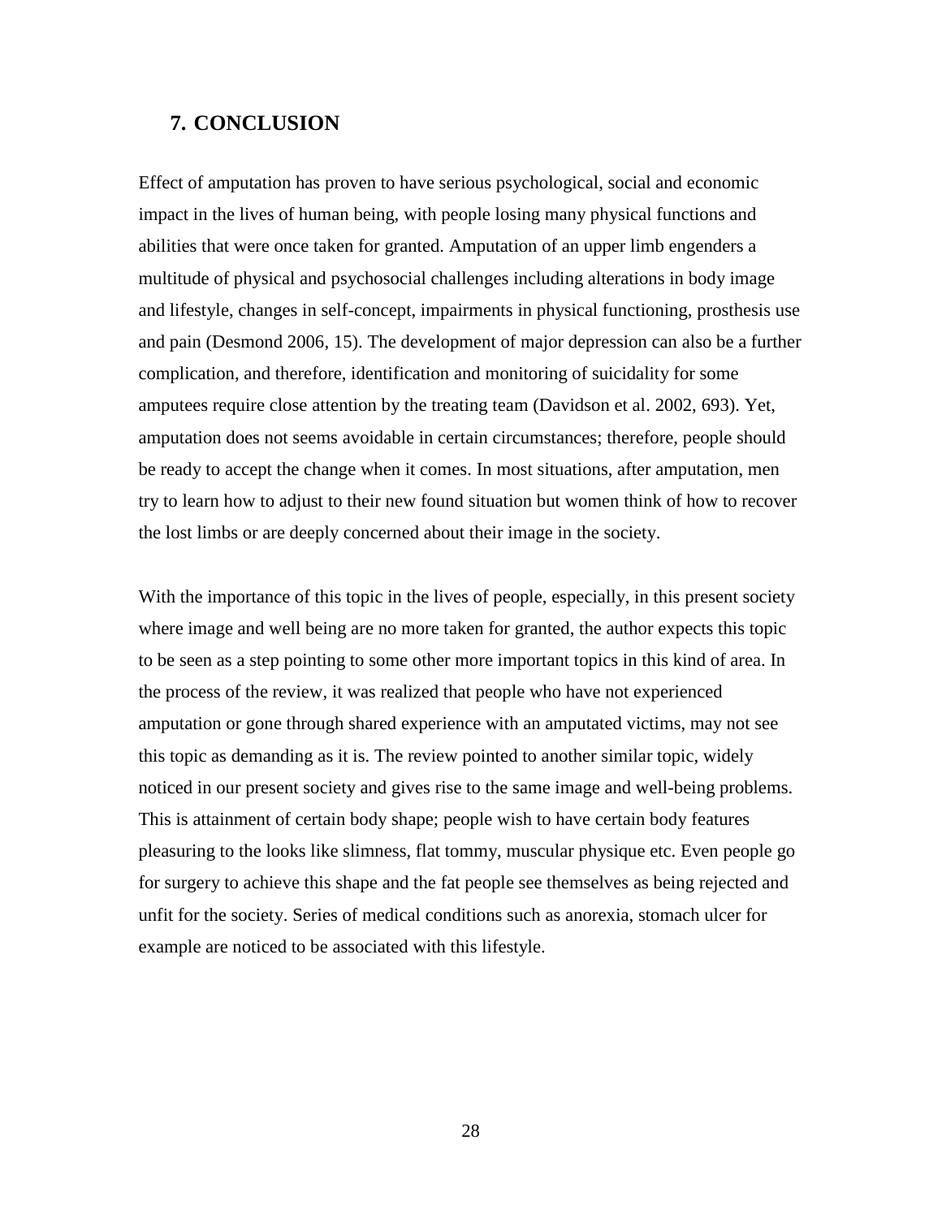## 7. CONCLUSION

Effect of amputation has proven to have serious psychological, social and economic impact in the lives of human being, with people losing many physical functions and abilities that were once taken for granted. Amputation of an upper limb engenders a multitude of physical and psychosocial challenges including alterations in body image and lifestyle, changes in self-concept, impairments in physical functioning, prosthesis use and pain (Desmond 2006, 15). The development of major depression can also be a further complication, and therefore, identification and monitoring of suicidality for some amputees require close attention by the treating team (Davidson et al. 2002, 693). Yet, amputation does not seems avoidable in certain circumstances; therefore, people should be ready to accept the change when it comes. In most situations, after amputation, men try to learn how to adjust to their new found situation but women think of how to recover the lost limbs or are deeply concerned about their image in the society.

With the importance of this topic in the lives of people, especially, in this present society where image and well being are no more taken for granted, the author expects this topic to be seen as a step pointing to some other more important topics in this kind of area. In the process of the review, it was realized that people who have not experienced amputation or gone through shared experience with an amputated victims, may not see this topic as demanding as it is. The review pointed to another similar topic, widely noticed in our present society and gives rise to the same image and well-being problems. This is attainment of certain body shape; people wish to have certain body features pleasuring to the looks like slimness, flat tommy, muscular physique etc. Even people go for surgery to achieve this shape and the fat people see themselves as being rejected and unfit for the society. Series of medical conditions such as anorexia, stomach ulcer for example are noticed to be associated with this lifestyle.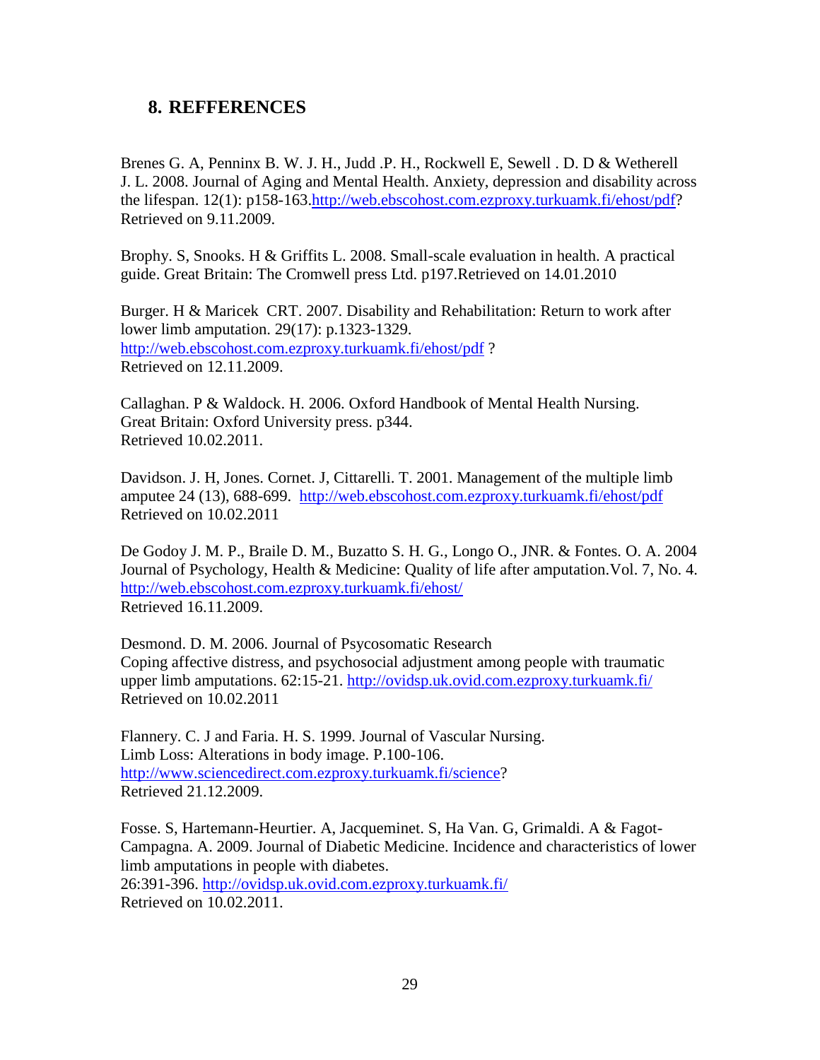## 8. REFFERENCES

Brenes G. A, Penninx B. W. J. H., Judd .P. H., Rockwell E, Sewell . D. D & Wetherell J. L. 2008. Journal of Aging and Mental Health. Anxiety, depression and disability across the lifespan. 12(1): p158-163.http://web.ebscohost.com.ezproxy.turkuamk.fi/ehost/pdf? Retrieved on 9.11.2009.

Brophy. S, Snooks. H & Griffits L. 2008. Small-scale evaluation in health. A practical guide. Great Britain: The Cromwell press Ltd. p197.Retrieved on 14.01.2010

Burger. H & Maricek CRT. 2007. Disability and Rehabilitation: Return to work after lower limb amputation. 29(17): p.1323-1329. http://web.ebscohost.com.ezproxy.turkuamk.fi/ehost/pdf ? Retrieved on 12.11.2009.

Callaghan. P & Waldock. H. 2006. Oxford Handbook of Mental Health Nursing. Great Britain: Oxford University press. p344. Retrieved 10.02.2011.

Davidson. J. H, Jones. Cornet. J, Cittarelli. T. 2001. Management of the multiple limb amputee 24 (13), 688-699. http://web.ebscohost.com.ezproxy.turkuamk.fi/ehost/pdf Retrieved on 10.02.2011

De Godoy J. M. P., Braile D. M., Buzatto S. H. G., Longo O., JNR. & Fontes. O. A. 2004 Journal of Psychology, Health & Medicine: Quality of life after amputation.Vol. 7, No. 4. http://web.ebscohost.com.ezproxy.turkuamk.fi/ehost/ Retrieved 16.11.2009.

Desmond. D. M. 2006. Journal of Psycosomatic Research Coping affective distress, and psychosocial adjustment among people with traumatic upper limb amputations. 62:15-21. http://ovidsp.uk.ovid.com.ezproxy.turkuamk.fi/ Retrieved on 10.02.2011

Flannery. C. J and Faria. H. S. 1999. Journal of Vascular Nursing. Limb Loss: Alterations in body image. P.100-106. http://www.sciencedirect.com.ezproxy.turkuamk.fi/science? Retrieved 21.12.2009.

Fosse. S, Hartemann-Heurtier. A, Jacqueminet. S, Ha Van. G, Grimaldi. A & Fagot-Campagna. A. 2009. Journal of Diabetic Medicine. Incidence and characteristics of lower limb amputations in people with diabetes. 26:391-396. http://ovidsp.uk.ovid.com.ezproxy.turkuamk.fi/ Retrieved on 10.02.2011.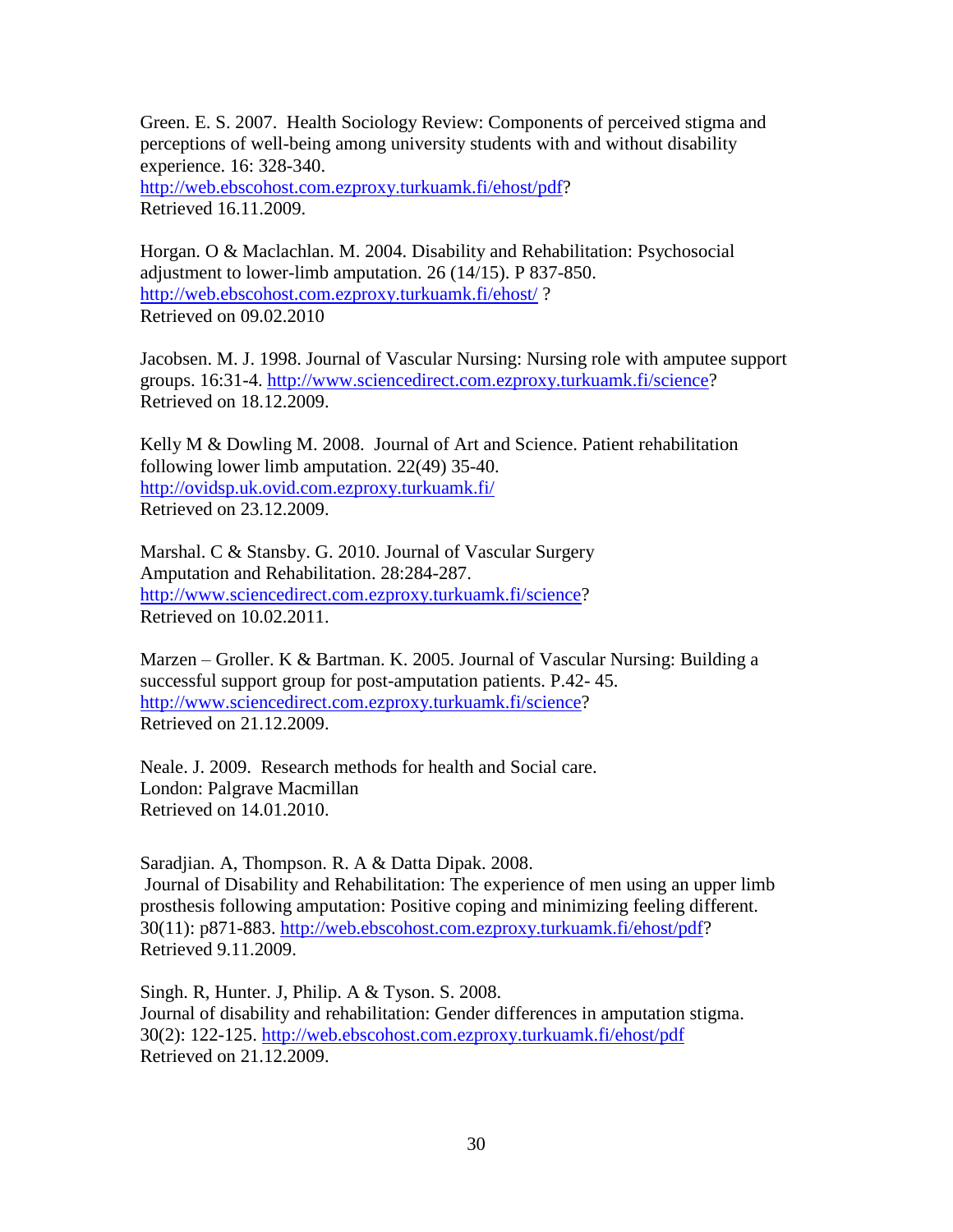Green. E. S. 2007. Health Sociology Review: Components of perceived stigma and perceptions of well-being among university students with and without disability experience. 16: 328-340.
http://web.ebscohost.com.ezproxy.turkuamk.fi/ehost/pdf?
Retrieved 16.11.2009.

Horgan. O & Maclachlan. M. 2004. Disability and Rehabilitation: Psychosocial adjustment to lower-limb amputation. 26 (14/15). P 837-850.
http://web.ebscohost.com.ezproxy.turkuamk.fi/ehost/ ?
Retrieved on 09.02.2010

Jacobsen. M. J. 1998. Journal of Vascular Nursing: Nursing role with amputee support groups. 16:31-4. http://www.sciencedirect.com.ezproxy.turkuamk.fi/science?
Retrieved on 18.12.2009.

Kelly M & Dowling M. 2008. Journal of Art and Science. Patient rehabilitation following lower limb amputation. 22(49) 35-40.
http://ovidsp.uk.ovid.com.ezproxy.turkuamk.fi/
Retrieved on 23.12.2009.

Marshal. C & Stansby. G. 2010. Journal of Vascular Surgery
Amputation and Rehabilitation. 28:284-287.
http://www.sciencedirect.com.ezproxy.turkuamk.fi/science?
Retrieved on 10.02.2011.

Marzen – Groller. K & Bartman. K. 2005. Journal of Vascular Nursing: Building a successful support group for post-amputation patients. P.42- 45.
http://www.sciencedirect.com.ezproxy.turkuamk.fi/science?
Retrieved on 21.12.2009.

Neale. J. 2009. Research methods for health and Social care.
London: Palgrave Macmillan
Retrieved on 14.01.2010.

Saradjian. A, Thompson. R. A & Datta Dipak. 2008.
Journal of Disability and Rehabilitation: The experience of men using an upper limb prosthesis following amputation: Positive coping and minimizing feeling different.
30(11): p871-883. http://web.ebscohost.com.ezproxy.turkuamk.fi/ehost/pdf?
Retrieved 9.11.2009.

Singh. R, Hunter. J, Philip. A & Tyson. S. 2008.
Journal of disability and rehabilitation: Gender differences in amputation stigma.
30(2): 122-125. http://web.ebscohost.com.ezproxy.turkuamk.fi/ehost/pdf
Retrieved on 21.12.2009.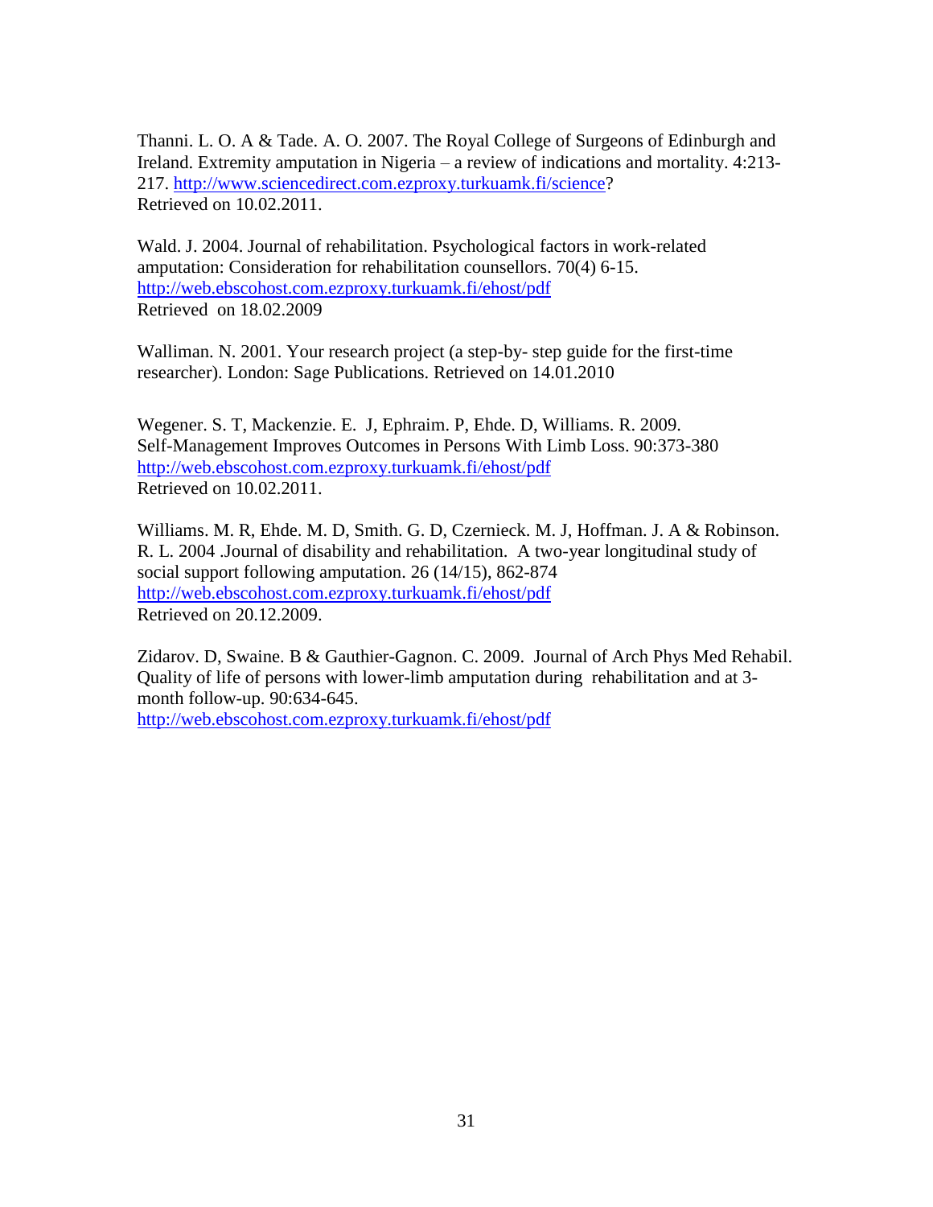Thanni. L. O. A & Tade. A. O. 2007. The Royal College of Surgeons of Edinburgh and Ireland. Extremity amputation in Nigeria – a review of indications and mortality. 4:213-217. http://www.sciencedirect.com.ezproxy.turkuamk.fi/science?
Retrieved on 10.02.2011.

Wald. J. 2004. Journal of rehabilitation. Psychological factors in work-related amputation: Consideration for rehabilitation counsellors. 70(4) 6-15.
http://web.ebscohost.com.ezproxy.turkuamk.fi/ehost/pdf
Retrieved on 18.02.2009

Walliman. N. 2001. Your research project (a step-by- step guide for the first-time researcher). London: Sage Publications. Retrieved on 14.01.2010

Wegener. S. T, Mackenzie. E. J, Ephraim. P, Ehde. D, Williams. R. 2009.
Self-Management Improves Outcomes in Persons With Limb Loss. 90:373-380
http://web.ebscohost.com.ezproxy.turkuamk.fi/ehost/pdf
Retrieved on 10.02.2011.

Williams. M. R, Ehde. M. D, Smith. G. D, Czernieck. M. J, Hoffman. J. A & Robinson. R. L. 2004 .Journal of disability and rehabilitation. A two-year longitudinal study of social support following amputation. 26 (14/15), 862-874
http://web.ebscohost.com.ezproxy.turkuamk.fi/ehost/pdf
Retrieved on 20.12.2009.

Zidarov. D, Swaine. B & Gauthier-Gagnon. C. 2009. Journal of Arch Phys Med Rehabil. Quality of life of persons with lower-limb amputation during rehabilitation and at 3-month follow-up. 90:634-645.
http://web.ebscohost.com.ezproxy.turkuamk.fi/ehost/pdf